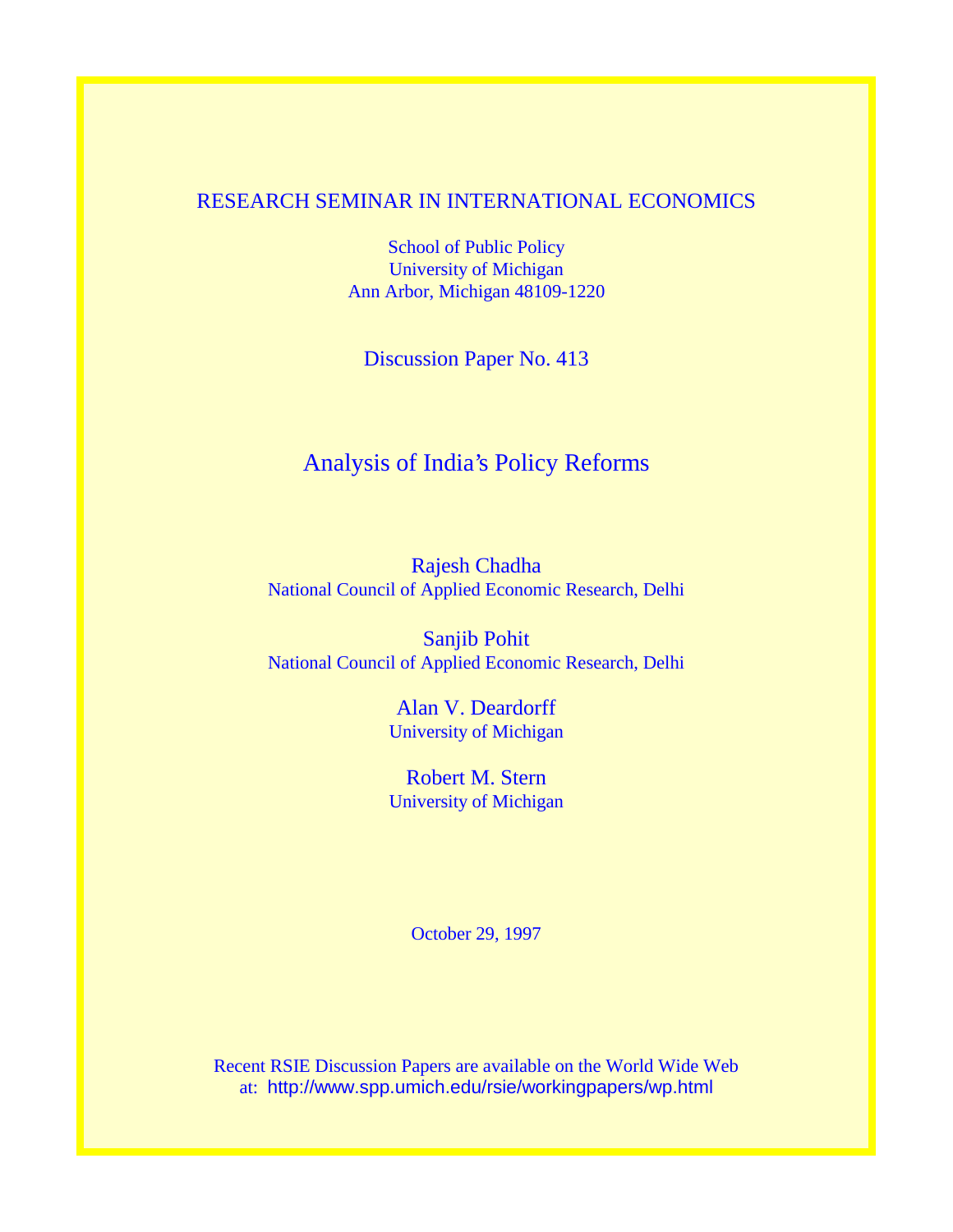RESEARCH SEMINAR IN INTERNATIONAL ECONOMICS

School of Public Policy
University of Michigan
Ann Arbor, Michigan 48109-1220

Discussion Paper No. 413

# Analysis of India's Policy Reforms

Rajesh Chadha
National Council of Applied Economic Research, Delhi

Sanjib Pohit
National Council of Applied Economic Research, Delhi

Alan V. Deardorff
University of Michigan

Robert M. Stern
University of Michigan

October 29, 1997

Recent RSIE Discussion Papers are available on the World Wide Web at: http://www.spp.umich.edu/rsie/workingpapers/wp.html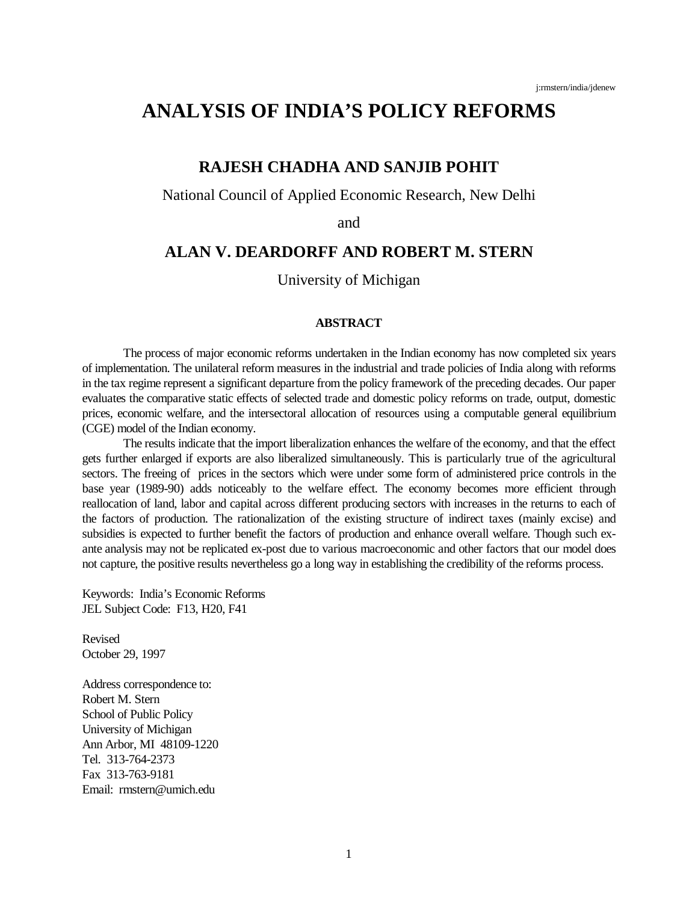# ANALYSIS OF INDIA'S POLICY REFORMS

## RAJESH CHADHA AND SANJIB POHIT

National Council of Applied Economic Research, New Delhi

and

## ALAN V. DEARDORFF AND ROBERT M. STERN

University of Michigan

### ABSTRACT

The process of major economic reforms undertaken in the Indian economy has now completed six years of implementation. The unilateral reform measures in the industrial and trade policies of India along with reforms in the tax regime represent a significant departure from the policy framework of the preceding decades. Our paper evaluates the comparative static effects of selected trade and domestic policy reforms on trade, output, domestic prices, economic welfare, and the intersectoral allocation of resources using a computable general equilibrium (CGE) model of the Indian economy.

The results indicate that the import liberalization enhances the welfare of the economy, and that the effect gets further enlarged if exports are also liberalized simultaneously. This is particularly true of the agricultural sectors. The freeing of prices in the sectors which were under some form of administered price controls in the base year (1989-90) adds noticeably to the welfare effect. The economy becomes more efficient through reallocation of land, labor and capital across different producing sectors with increases in the returns to each of the factors of production. The rationalization of the existing structure of indirect taxes (mainly excise) and subsidies is expected to further benefit the factors of production and enhance overall welfare. Though such ex-ante analysis may not be replicated ex-post due to various macroeconomic and other factors that our model does not capture, the positive results nevertheless go a long way in establishing the credibility of the reforms process.

Keywords: India's Economic Reforms
JEL Subject Code: F13, H20, F41

Revised
October 29, 1997

Address correspondence to:
Robert M. Stern
School of Public Policy
University of Michigan
Ann Arbor, MI 48109-1220
Tel. 313-764-2373
Fax 313-763-9181
Email: rmstern@umich.edu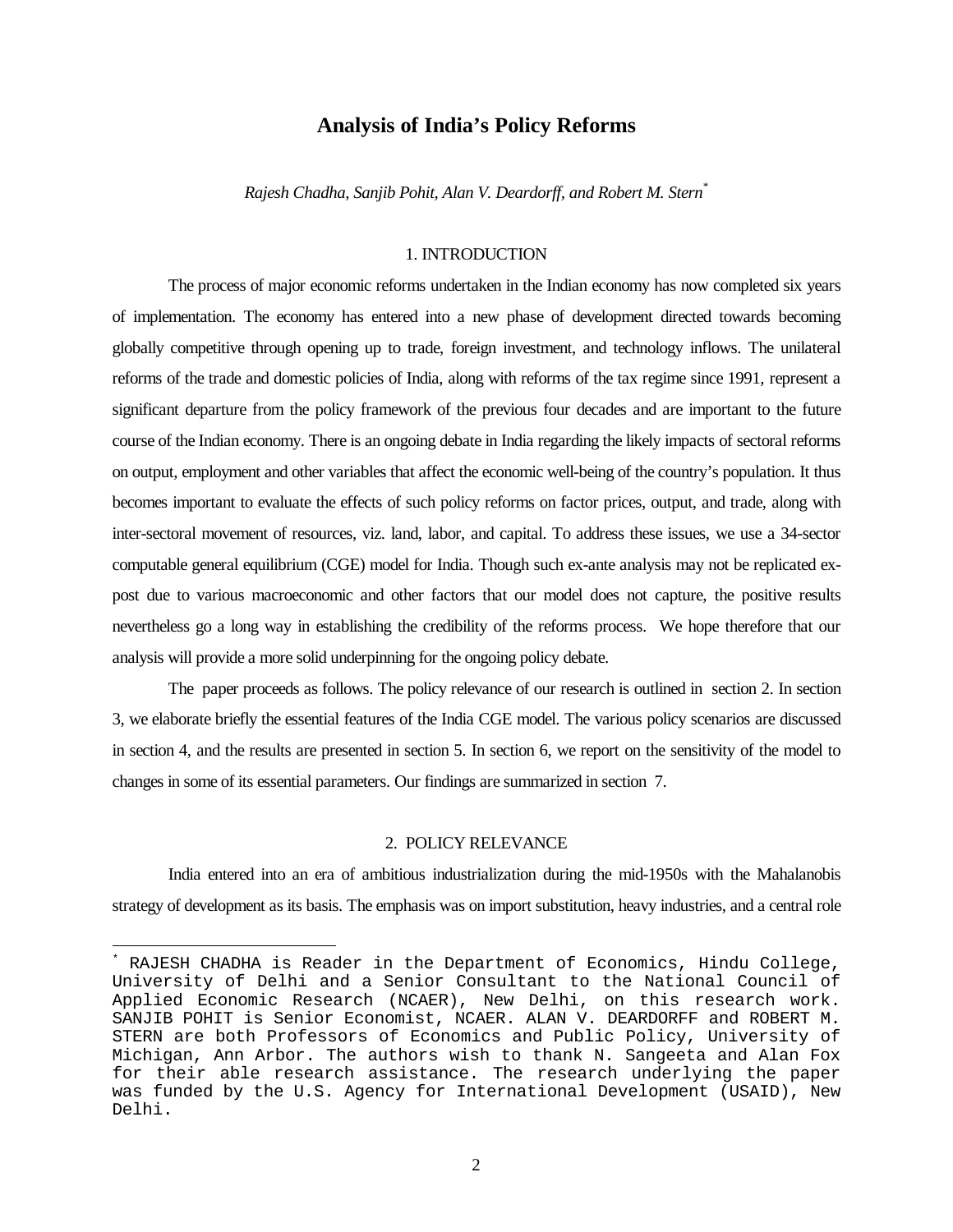# Analysis of India's Policy Reforms

*Rajesh Chadha, Sanjib Pohit, Alan V. Deardorff, and Robert M. Stern*[*]

## 1. INTRODUCTION

The process of major economic reforms undertaken in the Indian economy has now completed six years of implementation. The economy has entered into a new phase of development directed towards becoming globally competitive through opening up to trade, foreign investment, and technology inflows. The unilateral reforms of the trade and domestic policies of India, along with reforms of the tax regime since 1991, represent a significant departure from the policy framework of the previous four decades and are important to the future course of the Indian economy. There is an ongoing debate in India regarding the likely impacts of sectoral reforms on output, employment and other variables that affect the economic well-being of the country's population. It thus becomes important to evaluate the effects of such policy reforms on factor prices, output, and trade, along with inter-sectoral movement of resources, viz. land, labor, and capital. To address these issues, we use a 34-sector computable general equilibrium (CGE) model for India. Though such ex-ante analysis may not be replicated ex-post due to various macroeconomic and other factors that our model does not capture, the positive results nevertheless go a long way in establishing the credibility of the reforms process. We hope therefore that our analysis will provide a more solid underpinning for the ongoing policy debate.

The paper proceeds as follows. The policy relevance of our research is outlined in section 2. In section 3, we elaborate briefly the essential features of the India CGE model. The various policy scenarios are discussed in section 4, and the results are presented in section 5. In section 6, we report on the sensitivity of the model to changes in some of its essential parameters. Our findings are summarized in section 7.

## 2. POLICY RELEVANCE

India entered into an era of ambitious industrialization during the mid-1950s with the Mahalanobis strategy of development as its basis. The emphasis was on import substitution, heavy industries, and a central role

---

[*] RAJESH CHADHA is Reader in the Department of Economics, Hindu College, University of Delhi and a Senior Consultant to the National Council of Applied Economic Research (NCAER), New Delhi, on this research work. SANJIB POHIT is Senior Economist, NCAER. ALAN V. DEARDORFF and ROBERT M. STERN are both Professors of Economics and Public Policy, University of Michigan, Ann Arbor. The authors wish to thank N. Sangeeta and Alan Fox for their able research assistance. The research underlying the paper was funded by the U.S. Agency for International Development (USAID), New Delhi.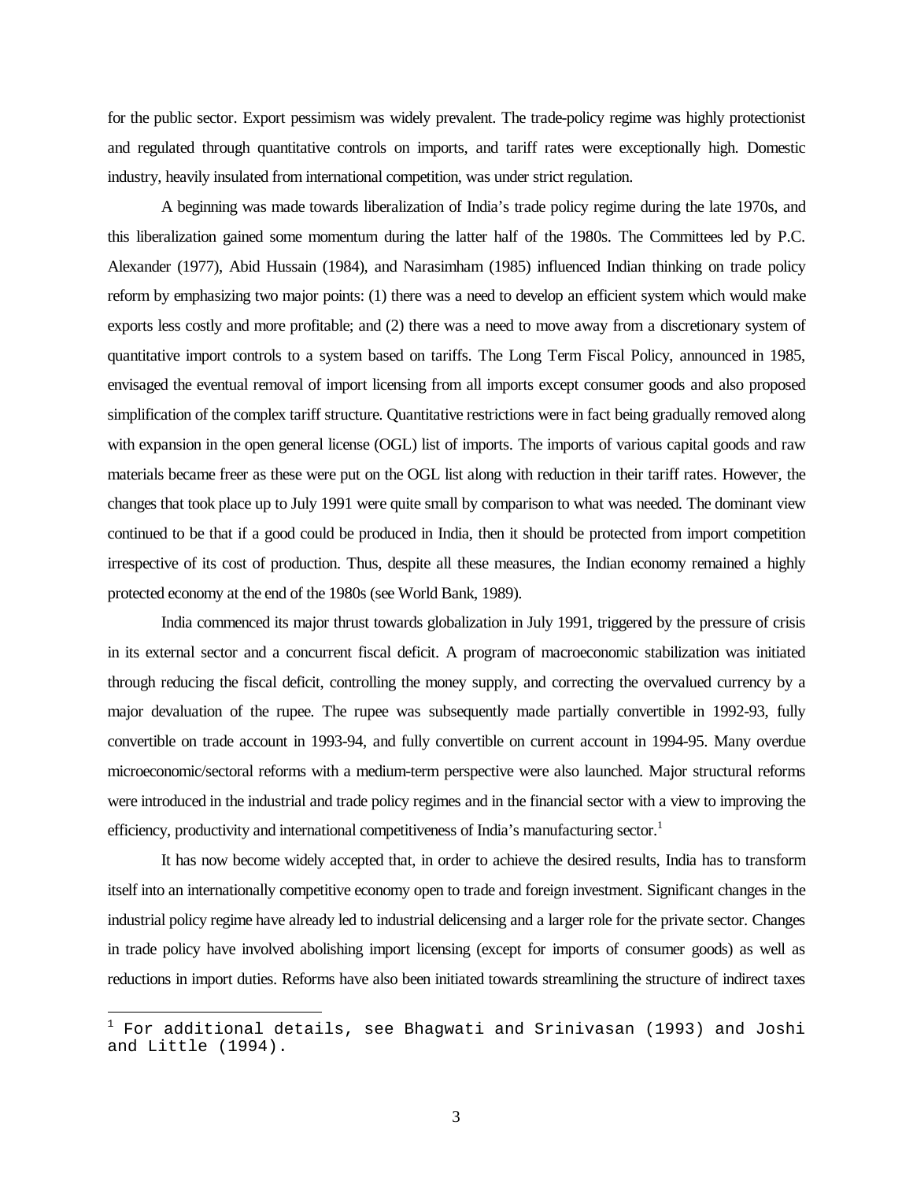for the public sector. Export pessimism was widely prevalent. The trade-policy regime was highly protectionist and regulated through quantitative controls on imports, and tariff rates were exceptionally high. Domestic industry, heavily insulated from international competition, was under strict regulation.

A beginning was made towards liberalization of India's trade policy regime during the late 1970s, and this liberalization gained some momentum during the latter half of the 1980s. The Committees led by P.C. Alexander (1977), Abid Hussain (1984), and Narasimham (1985) influenced Indian thinking on trade policy reform by emphasizing two major points: (1) there was a need to develop an efficient system which would make exports less costly and more profitable; and (2) there was a need to move away from a discretionary system of quantitative import controls to a system based on tariffs. The Long Term Fiscal Policy, announced in 1985, envisaged the eventual removal of import licensing from all imports except consumer goods and also proposed simplification of the complex tariff structure. Quantitative restrictions were in fact being gradually removed along with expansion in the open general license (OGL) list of imports. The imports of various capital goods and raw materials became freer as these were put on the OGL list along with reduction in their tariff rates. However, the changes that took place up to July 1991 were quite small by comparison to what was needed. The dominant view continued to be that if a good could be produced in India, then it should be protected from import competition irrespective of its cost of production. Thus, despite all these measures, the Indian economy remained a highly protected economy at the end of the 1980s (see World Bank, 1989).

India commenced its major thrust towards globalization in July 1991, triggered by the pressure of crisis in its external sector and a concurrent fiscal deficit. A program of macroeconomic stabilization was initiated through reducing the fiscal deficit, controlling the money supply, and correcting the overvalued currency by a major devaluation of the rupee. The rupee was subsequently made partially convertible in 1992-93, fully convertible on trade account in 1993-94, and fully convertible on current account in 1994-95. Many overdue microeconomic/sectoral reforms with a medium-term perspective were also launched. Major structural reforms were introduced in the industrial and trade policy regimes and in the financial sector with a view to improving the efficiency, productivity and international competitiveness of India's manufacturing sector.[1]

It has now become widely accepted that, in order to achieve the desired results, India has to transform itself into an internationally competitive economy open to trade and foreign investment. Significant changes in the industrial policy regime have already led to industrial delicensing and a larger role for the private sector. Changes in trade policy have involved abolishing import licensing (except for imports of consumer goods) as well as reductions in import duties. Reforms have also been initiated towards streamlining the structure of indirect taxes

[1] For additional details, see Bhagwati and Srinivasan (1993) and Joshi and Little (1994).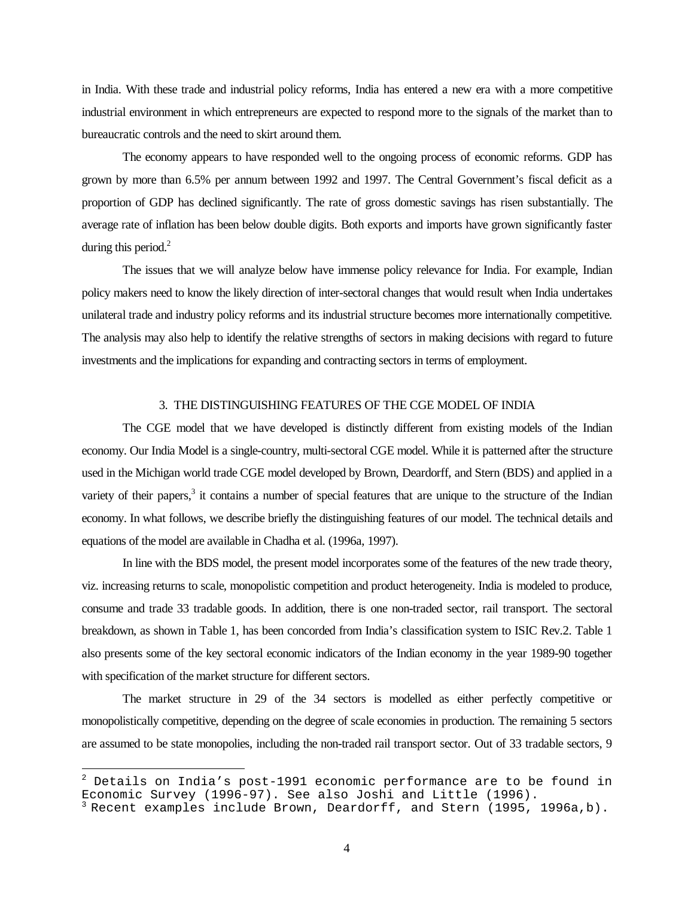in India. With these trade and industrial policy reforms, India has entered a new era with a more competitive industrial environment in which entrepreneurs are expected to respond more to the signals of the market than to bureaucratic controls and the need to skirt around them.

The economy appears to have responded well to the ongoing process of economic reforms. GDP has grown by more than 6.5% per annum between 1992 and 1997. The Central Government's fiscal deficit as a proportion of GDP has declined significantly. The rate of gross domestic savings has risen substantially. The average rate of inflation has been below double digits. Both exports and imports have grown significantly faster during this period.[2]

The issues that we will analyze below have immense policy relevance for India. For example, Indian policy makers need to know the likely direction of inter-sectoral changes that would result when India undertakes unilateral trade and industry policy reforms and its industrial structure becomes more internationally competitive. The analysis may also help to identify the relative strengths of sectors in making decisions with regard to future investments and the implications for expanding and contracting sectors in terms of employment.

## 3. THE DISTINGUISHING FEATURES OF THE CGE MODEL OF INDIA

The CGE model that we have developed is distinctly different from existing models of the Indian economy. Our India Model is a single-country, multi-sectoral CGE model. While it is patterned after the structure used in the Michigan world trade CGE model developed by Brown, Deardorff, and Stern (BDS) and applied in a variety of their papers,[3] it contains a number of special features that are unique to the structure of the Indian economy. In what follows, we describe briefly the distinguishing features of our model. The technical details and equations of the model are available in Chadha et al. (1996a, 1997).

In line with the BDS model, the present model incorporates some of the features of the new trade theory, viz. increasing returns to scale, monopolistic competition and product heterogeneity. India is modeled to produce, consume and trade 33 tradable goods. In addition, there is one non-traded sector, rail transport. The sectoral breakdown, as shown in Table 1, has been concorded from India's classification system to ISIC Rev.2. Table 1 also presents some of the key sectoral economic indicators of the Indian economy in the year 1989-90 together with specification of the market structure for different sectors.

The market structure in 29 of the 34 sectors is modelled as either perfectly competitive or monopolistically competitive, depending on the degree of scale economies in production. The remaining 5 sectors are assumed to be state monopolies, including the non-traded rail transport sector. Out of 33 tradable sectors, 9

---

[2] Details on India's post-1991 economic performance are to be found in Economic Survey (1996-97). See also Joshi and Little (1996).

[3] Recent examples include Brown, Deardorff, and Stern (1995, 1996a,b).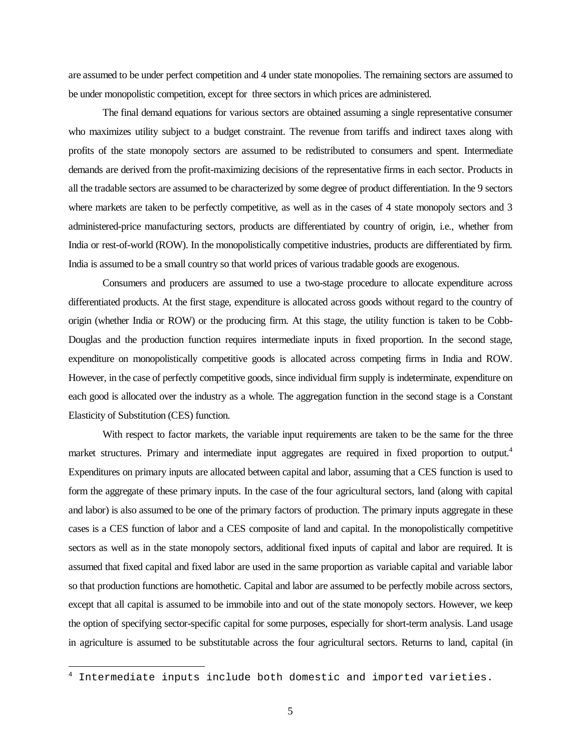are assumed to be under perfect competition and 4 under state monopolies. The remaining sectors are assumed to be under monopolistic competition, except for three sectors in which prices are administered.

The final demand equations for various sectors are obtained assuming a single representative consumer who maximizes utility subject to a budget constraint. The revenue from tariffs and indirect taxes along with profits of the state monopoly sectors are assumed to be redistributed to consumers and spent. Intermediate demands are derived from the profit-maximizing decisions of the representative firms in each sector. Products in all the tradable sectors are assumed to be characterized by some degree of product differentiation. In the 9 sectors where markets are taken to be perfectly competitive, as well as in the cases of 4 state monopoly sectors and 3 administered-price manufacturing sectors, products are differentiated by country of origin, i.e., whether from India or rest-of-world (ROW). In the monopolistically competitive industries, products are differentiated by firm. India is assumed to be a small country so that world prices of various tradable goods are exogenous.

Consumers and producers are assumed to use a two-stage procedure to allocate expenditure across differentiated products. At the first stage, expenditure is allocated across goods without regard to the country of origin (whether India or ROW) or the producing firm. At this stage, the utility function is taken to be Cobb-Douglas and the production function requires intermediate inputs in fixed proportion. In the second stage, expenditure on monopolistically competitive goods is allocated across competing firms in India and ROW. However, in the case of perfectly competitive goods, since individual firm supply is indeterminate, expenditure on each good is allocated over the industry as a whole. The aggregation function in the second stage is a Constant Elasticity of Substitution (CES) function.

With respect to factor markets, the variable input requirements are taken to be the same for the three market structures. Primary and intermediate input aggregates are required in fixed proportion to output.[4] Expenditures on primary inputs are allocated between capital and labor, assuming that a CES function is used to form the aggregate of these primary inputs. In the case of the four agricultural sectors, land (along with capital and labor) is also assumed to be one of the primary factors of production. The primary inputs aggregate in these cases is a CES function of labor and a CES composite of land and capital. In the monopolistically competitive sectors as well as in the state monopoly sectors, additional fixed inputs of capital and labor are required. It is assumed that fixed capital and fixed labor are used in the same proportion as variable capital and variable labor so that production functions are homothetic. Capital and labor are assumed to be perfectly mobile across sectors, except that all capital is assumed to be immobile into and out of the state monopoly sectors. However, we keep the option of specifying sector-specific capital for some purposes, especially for short-term analysis. Land usage in agriculture is assumed to be substitutable across the four agricultural sectors. Returns to land, capital (in

[4] Intermediate inputs include both domestic and imported varieties.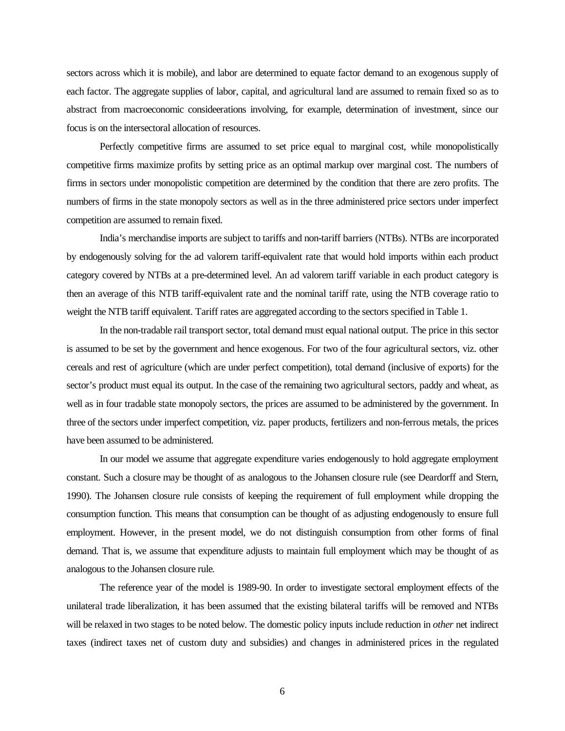sectors across which it is mobile), and labor are determined to equate factor demand to an exogenous supply of each factor. The aggregate supplies of labor, capital, and agricultural land are assumed to remain fixed so as to abstract from macroeconomic consideerations involving, for example, determination of investment, since our focus is on the intersectoral allocation of resources.

Perfectly competitive firms are assumed to set price equal to marginal cost, while monopolistically competitive firms maximize profits by setting price as an optimal markup over marginal cost. The numbers of firms in sectors under monopolistic competition are determined by the condition that there are zero profits. The numbers of firms in the state monopoly sectors as well as in the three administered price sectors under imperfect competition are assumed to remain fixed.

India's merchandise imports are subject to tariffs and non-tariff barriers (NTBs). NTBs are incorporated by endogenously solving for the ad valorem tariff-equivalent rate that would hold imports within each product category covered by NTBs at a pre-determined level. An ad valorem tariff variable in each product category is then an average of this NTB tariff-equivalent rate and the nominal tariff rate, using the NTB coverage ratio to weight the NTB tariff equivalent. Tariff rates are aggregated according to the sectors specified in Table 1.

In the non-tradable rail transport sector, total demand must equal national output. The price in this sector is assumed to be set by the government and hence exogenous. For two of the four agricultural sectors, viz. other cereals and rest of agriculture (which are under perfect competition), total demand (inclusive of exports) for the sector's product must equal its output. In the case of the remaining two agricultural sectors, paddy and wheat, as well as in four tradable state monopoly sectors, the prices are assumed to be administered by the government. In three of the sectors under imperfect competition, viz. paper products, fertilizers and non-ferrous metals, the prices have been assumed to be administered.

In our model we assume that aggregate expenditure varies endogenously to hold aggregate employment constant. Such a closure may be thought of as analogous to the Johansen closure rule (see Deardorff and Stern, 1990). The Johansen closure rule consists of keeping the requirement of full employment while dropping the consumption function. This means that consumption can be thought of as adjusting endogenously to ensure full employment. However, in the present model, we do not distinguish consumption from other forms of final demand. That is, we assume that expenditure adjusts to maintain full employment which may be thought of as analogous to the Johansen closure rule.

The reference year of the model is 1989-90. In order to investigate sectoral employment effects of the unilateral trade liberalization, it has been assumed that the existing bilateral tariffs will be removed and NTBs will be relaxed in two stages to be noted below. The domestic policy inputs include reduction in *other* net indirect taxes (indirect taxes net of custom duty and subsidies) and changes in administered prices in the regulated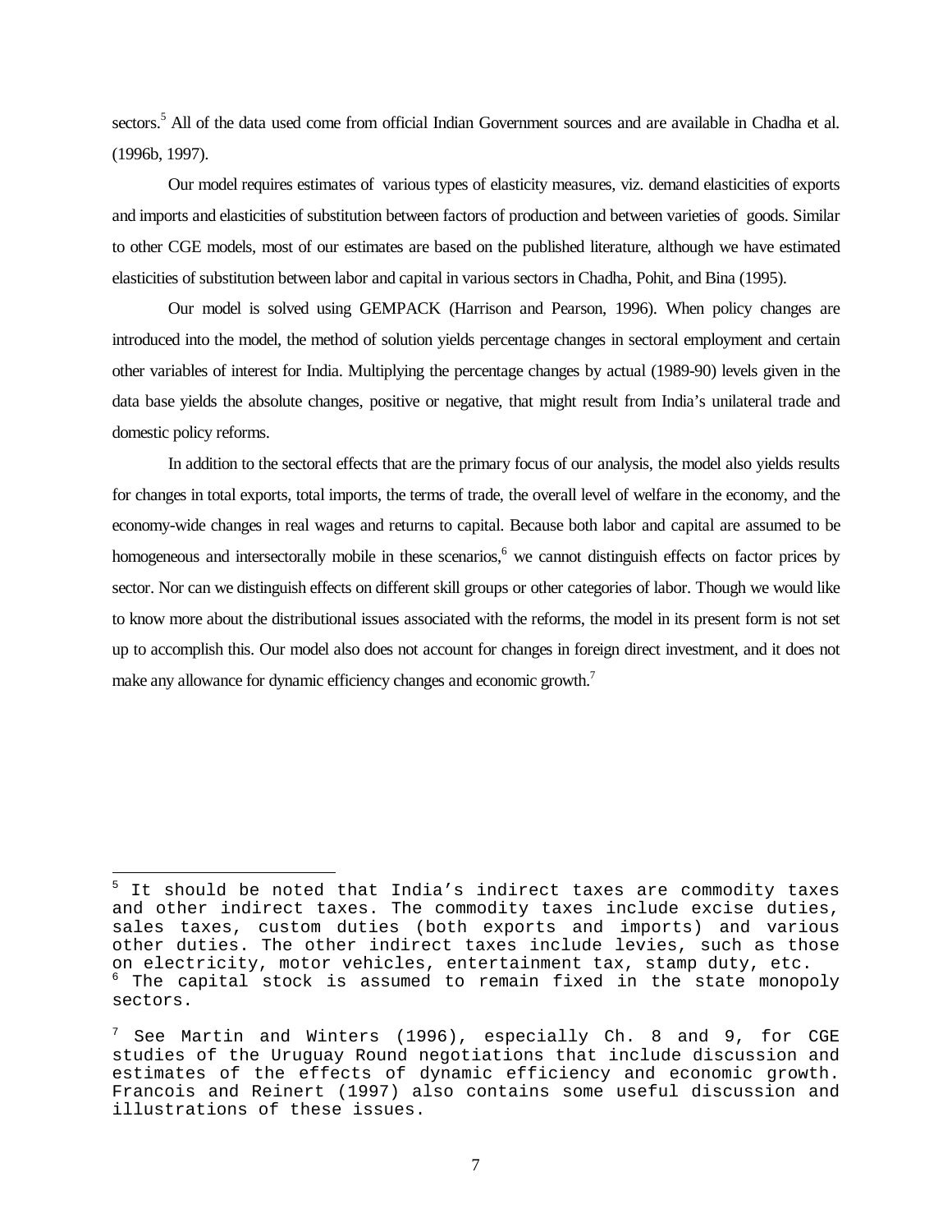sectors.[5] All of the data used come from official Indian Government sources and are available in Chadha et al. (1996b, 1997).

Our model requires estimates of various types of elasticity measures, viz. demand elasticities of exports and imports and elasticities of substitution between factors of production and between varieties of goods. Similar to other CGE models, most of our estimates are based on the published literature, although we have estimated elasticities of substitution between labor and capital in various sectors in Chadha, Pohit, and Bina (1995).

Our model is solved using GEMPACK (Harrison and Pearson, 1996). When policy changes are introduced into the model, the method of solution yields percentage changes in sectoral employment and certain other variables of interest for India. Multiplying the percentage changes by actual (1989-90) levels given in the data base yields the absolute changes, positive or negative, that might result from India's unilateral trade and domestic policy reforms.

In addition to the sectoral effects that are the primary focus of our analysis, the model also yields results for changes in total exports, total imports, the terms of trade, the overall level of welfare in the economy, and the economy-wide changes in real wages and returns to capital. Because both labor and capital are assumed to be homogeneous and intersectorally mobile in these scenarios,[6] we cannot distinguish effects on factor prices by sector. Nor can we distinguish effects on different skill groups or other categories of labor. Though we would like to know more about the distributional issues associated with the reforms, the model in its present form is not set up to accomplish this. Our model also does not account for changes in foreign direct investment, and it does not make any allowance for dynamic efficiency changes and economic growth.[7]

---

[5] It should be noted that India's indirect taxes are commodity taxes and other indirect taxes. The commodity taxes include excise duties, sales taxes, custom duties (both exports and imports) and various other duties. The other indirect taxes include levies, such as those on electricity, motor vehicles, entertainment tax, stamp duty, etc.

[6] The capital stock is assumed to remain fixed in the state monopoly sectors.

[7] See Martin and Winters (1996), especially Ch. 8 and 9, for CGE studies of the Uruguay Round negotiations that include discussion and estimates of the effects of dynamic efficiency and economic growth. Francois and Reinert (1997) also contains some useful discussion and illustrations of these issues.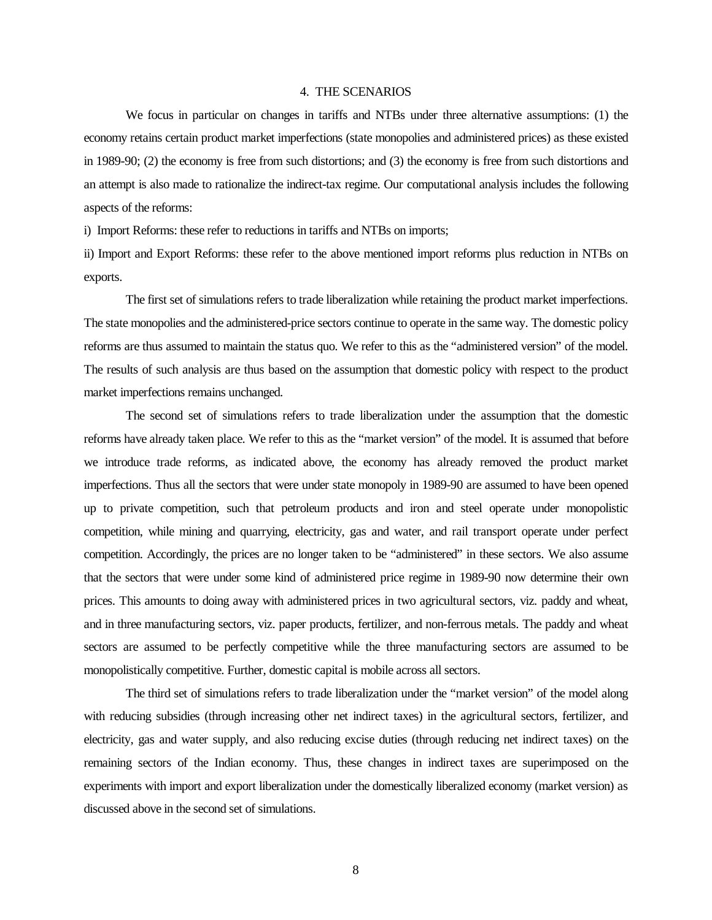## 4. THE SCENARIOS

We focus in particular on changes in tariffs and NTBs under three alternative assumptions: (1) the economy retains certain product market imperfections (state monopolies and administered prices) as these existed in 1989-90; (2) the economy is free from such distortions; and (3) the economy is free from such distortions and an attempt is also made to rationalize the indirect-tax regime. Our computational analysis includes the following aspects of the reforms:

i) Import Reforms: these refer to reductions in tariffs and NTBs on imports;

ii) Import and Export Reforms: these refer to the above mentioned import reforms plus reduction in NTBs on exports.

The first set of simulations refers to trade liberalization while retaining the product market imperfections. The state monopolies and the administered-price sectors continue to operate in the same way. The domestic policy reforms are thus assumed to maintain the status quo. We refer to this as the "administered version" of the model. The results of such analysis are thus based on the assumption that domestic policy with respect to the product market imperfections remains unchanged.

The second set of simulations refers to trade liberalization under the assumption that the domestic reforms have already taken place. We refer to this as the "market version" of the model. It is assumed that before we introduce trade reforms, as indicated above, the economy has already removed the product market imperfections. Thus all the sectors that were under state monopoly in 1989-90 are assumed to have been opened up to private competition, such that petroleum products and iron and steel operate under monopolistic competition, while mining and quarrying, electricity, gas and water, and rail transport operate under perfect competition. Accordingly, the prices are no longer taken to be "administered" in these sectors. We also assume that the sectors that were under some kind of administered price regime in 1989-90 now determine their own prices. This amounts to doing away with administered prices in two agricultural sectors, viz. paddy and wheat, and in three manufacturing sectors, viz. paper products, fertilizer, and non-ferrous metals. The paddy and wheat sectors are assumed to be perfectly competitive while the three manufacturing sectors are assumed to be monopolistically competitive. Further, domestic capital is mobile across all sectors.

The third set of simulations refers to trade liberalization under the "market version" of the model along with reducing subsidies (through increasing other net indirect taxes) in the agricultural sectors, fertilizer, and electricity, gas and water supply, and also reducing excise duties (through reducing net indirect taxes) on the remaining sectors of the Indian economy. Thus, these changes in indirect taxes are superimposed on the experiments with import and export liberalization under the domestically liberalized economy (market version) as discussed above in the second set of simulations.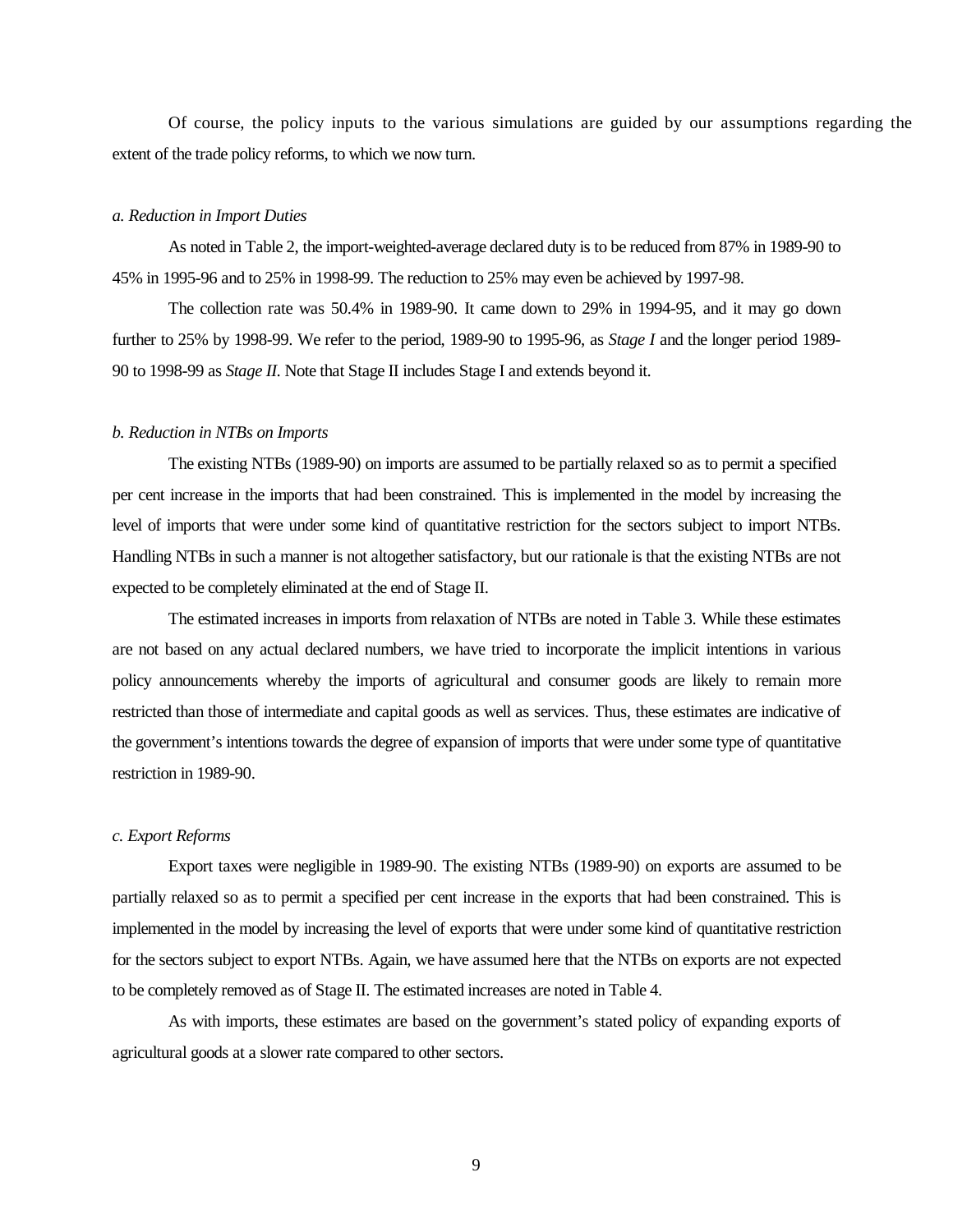Of course, the policy inputs to the various simulations are guided by our assumptions regarding the extent of the trade policy reforms, to which we now turn.

*a. Reduction in Import Duties*

As noted in Table 2, the import-weighted-average declared duty is to be reduced from 87% in 1989-90 to 45% in 1995-96 and to 25% in 1998-99. The reduction to 25% may even be achieved by 1997-98.

The collection rate was 50.4% in 1989-90. It came down to 29% in 1994-95, and it may go down further to 25% by 1998-99. We refer to the period, 1989-90 to 1995-96, as *Stage I* and the longer period 1989-90 to 1998-99 as *Stage II*. Note that Stage II includes Stage I and extends beyond it.

*b. Reduction in NTBs on Imports*

The existing NTBs (1989-90) on imports are assumed to be partially relaxed so as to permit a specified per cent increase in the imports that had been constrained. This is implemented in the model by increasing the level of imports that were under some kind of quantitative restriction for the sectors subject to import NTBs. Handling NTBs in such a manner is not altogether satisfactory, but our rationale is that the existing NTBs are not expected to be completely eliminated at the end of Stage II.

The estimated increases in imports from relaxation of NTBs are noted in Table 3. While these estimates are not based on any actual declared numbers, we have tried to incorporate the implicit intentions in various policy announcements whereby the imports of agricultural and consumer goods are likely to remain more restricted than those of intermediate and capital goods as well as services. Thus, these estimates are indicative of the government's intentions towards the degree of expansion of imports that were under some type of quantitative restriction in 1989-90.

*c. Export Reforms*

Export taxes were negligible in 1989-90. The existing NTBs (1989-90) on exports are assumed to be partially relaxed so as to permit a specified per cent increase in the exports that had been constrained. This is implemented in the model by increasing the level of exports that were under some kind of quantitative restriction for the sectors subject to export NTBs. Again, we have assumed here that the NTBs on exports are not expected to be completely removed as of Stage II. The estimated increases are noted in Table 4.

As with imports, these estimates are based on the government's stated policy of expanding exports of agricultural goods at a slower rate compared to other sectors.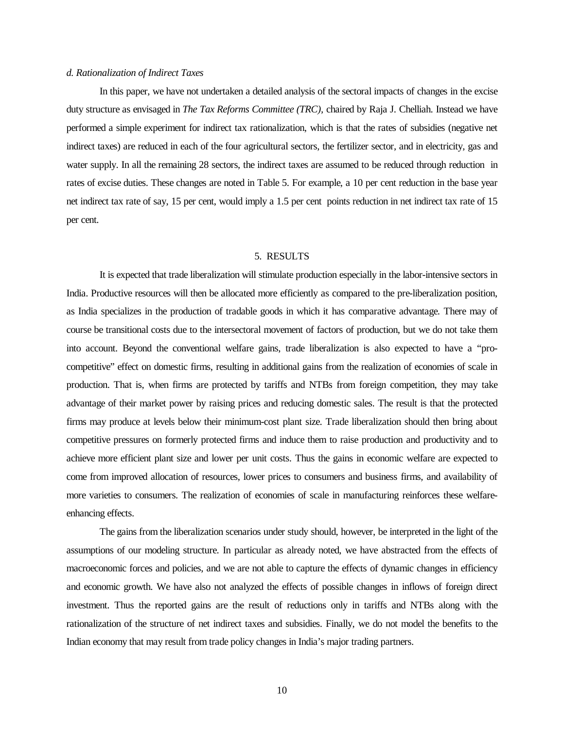*d. Rationalization of Indirect Taxes*

In this paper, we have not undertaken a detailed analysis of the sectoral impacts of changes in the excise duty structure as envisaged in *The Tax Reforms Committee (TRC),* chaired by Raja J. Chelliah. Instead we have performed a simple experiment for indirect tax rationalization, which is that the rates of subsidies (negative net indirect taxes) are reduced in each of the four agricultural sectors, the fertilizer sector, and in electricity, gas and water supply. In all the remaining 28 sectors, the indirect taxes are assumed to be reduced through reduction in rates of excise duties. These changes are noted in Table 5. For example, a 10 per cent reduction in the base year net indirect tax rate of say, 15 per cent, would imply a 1.5 per cent points reduction in net indirect tax rate of 15 per cent.

## 5. RESULTS

It is expected that trade liberalization will stimulate production especially in the labor-intensive sectors in India. Productive resources will then be allocated more efficiently as compared to the pre-liberalization position, as India specializes in the production of tradable goods in which it has comparative advantage. There may of course be transitional costs due to the intersectoral movement of factors of production, but we do not take them into account. Beyond the conventional welfare gains, trade liberalization is also expected to have a "pro-competitive" effect on domestic firms, resulting in additional gains from the realization of economies of scale in production. That is, when firms are protected by tariffs and NTBs from foreign competition, they may take advantage of their market power by raising prices and reducing domestic sales. The result is that the protected firms may produce at levels below their minimum-cost plant size. Trade liberalization should then bring about competitive pressures on formerly protected firms and induce them to raise production and productivity and to achieve more efficient plant size and lower per unit costs. Thus the gains in economic welfare are expected to come from improved allocation of resources, lower prices to consumers and business firms, and availability of more varieties to consumers. The realization of economies of scale in manufacturing reinforces these welfare-enhancing effects.

The gains from the liberalization scenarios under study should, however, be interpreted in the light of the assumptions of our modeling structure. In particular as already noted, we have abstracted from the effects of macroeconomic forces and policies, and we are not able to capture the effects of dynamic changes in efficiency and economic growth. We have also not analyzed the effects of possible changes in inflows of foreign direct investment. Thus the reported gains are the result of reductions only in tariffs and NTBs along with the rationalization of the structure of net indirect taxes and subsidies. Finally, we do not model the benefits to the Indian economy that may result from trade policy changes in India's major trading partners.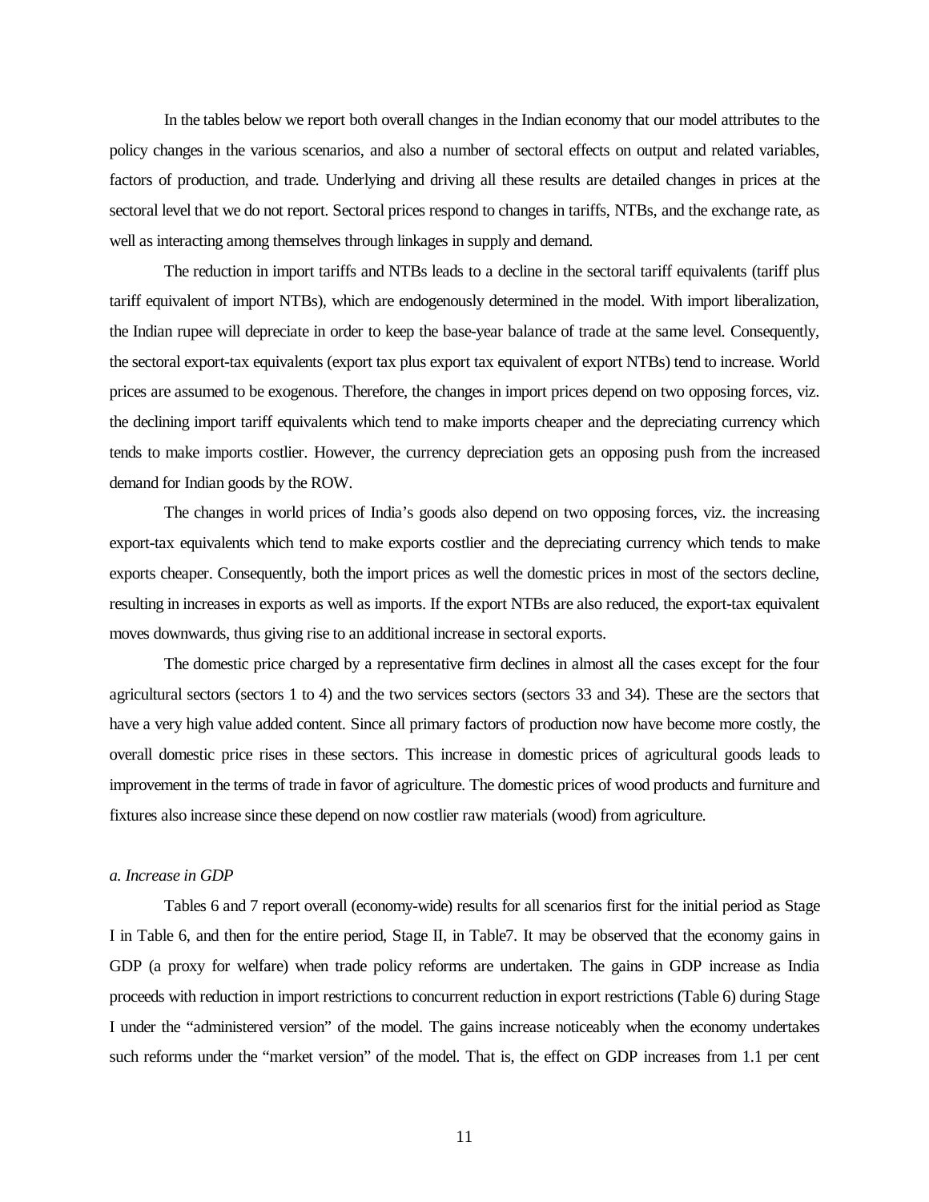In the tables below we report both overall changes in the Indian economy that our model attributes to the policy changes in the various scenarios, and also a number of sectoral effects on output and related variables, factors of production, and trade. Underlying and driving all these results are detailed changes in prices at the sectoral level that we do not report. Sectoral prices respond to changes in tariffs, NTBs, and the exchange rate, as well as interacting among themselves through linkages in supply and demand.

The reduction in import tariffs and NTBs leads to a decline in the sectoral tariff equivalents (tariff plus tariff equivalent of import NTBs), which are endogenously determined in the model. With import liberalization, the Indian rupee will depreciate in order to keep the base-year balance of trade at the same level. Consequently, the sectoral export-tax equivalents (export tax plus export tax equivalent of export NTBs) tend to increase. World prices are assumed to be exogenous. Therefore, the changes in import prices depend on two opposing forces, viz. the declining import tariff equivalents which tend to make imports cheaper and the depreciating currency which tends to make imports costlier. However, the currency depreciation gets an opposing push from the increased demand for Indian goods by the ROW.

The changes in world prices of India's goods also depend on two opposing forces, viz. the increasing export-tax equivalents which tend to make exports costlier and the depreciating currency which tends to make exports cheaper. Consequently, both the import prices as well the domestic prices in most of the sectors decline, resulting in increases in exports as well as imports. If the export NTBs are also reduced, the export-tax equivalent moves downwards, thus giving rise to an additional increase in sectoral exports.

The domestic price charged by a representative firm declines in almost all the cases except for the four agricultural sectors (sectors 1 to 4) and the two services sectors (sectors 33 and 34). These are the sectors that have a very high value added content. Since all primary factors of production now have become more costly, the overall domestic price rises in these sectors. This increase in domestic prices of agricultural goods leads to improvement in the terms of trade in favor of agriculture. The domestic prices of wood products and furniture and fixtures also increase since these depend on now costlier raw materials (wood) from agriculture.

*a. Increase in GDP*

Tables 6 and 7 report overall (economy-wide) results for all scenarios first for the initial period as Stage I in Table 6, and then for the entire period, Stage II, in Table7. It may be observed that the economy gains in GDP (a proxy for welfare) when trade policy reforms are undertaken. The gains in GDP increase as India proceeds with reduction in import restrictions to concurrent reduction in export restrictions (Table 6) during Stage I under the "administered version" of the model. The gains increase noticeably when the economy undertakes such reforms under the "market version" of the model. That is, the effect on GDP increases from 1.1 per cent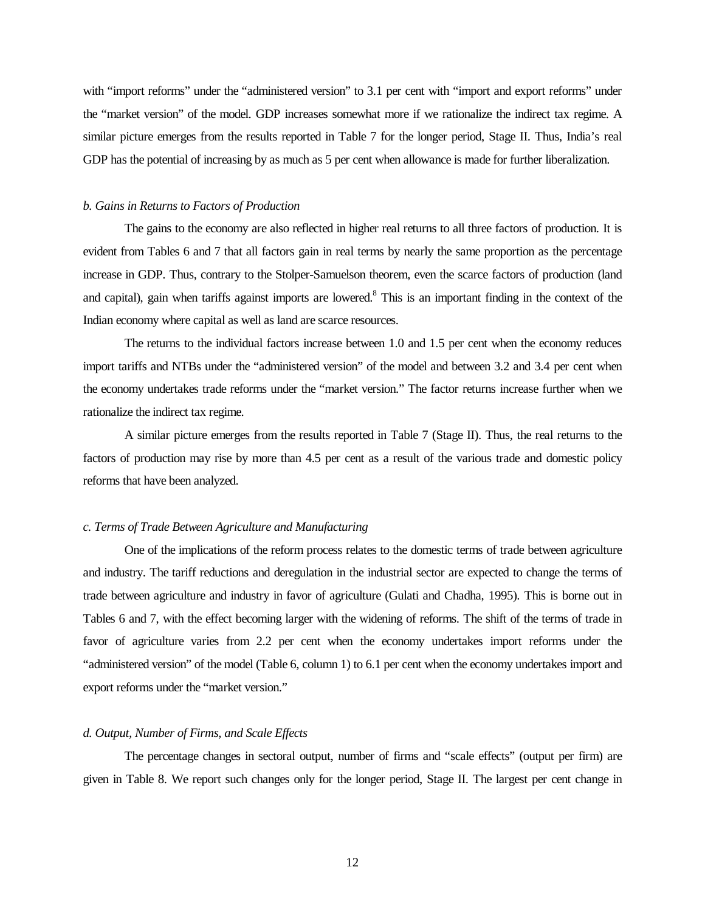with "import reforms" under the "administered version" to 3.1 per cent with "import and export reforms" under the "market version" of the model. GDP increases somewhat more if we rationalize the indirect tax regime. A similar picture emerges from the results reported in Table 7 for the longer period, Stage II. Thus, India's real GDP has the potential of increasing by as much as 5 per cent when allowance is made for further liberalization.

*b. Gains in Returns to Factors of Production*

The gains to the economy are also reflected in higher real returns to all three factors of production. It is evident from Tables 6 and 7 that all factors gain in real terms by nearly the same proportion as the percentage increase in GDP. Thus, contrary to the Stolper-Samuelson theorem, even the scarce factors of production (land and capital), gain when tariffs against imports are lowered.[8] This is an important finding in the context of the Indian economy where capital as well as land are scarce resources.

The returns to the individual factors increase between 1.0 and 1.5 per cent when the economy reduces import tariffs and NTBs under the "administered version" of the model and between 3.2 and 3.4 per cent when the economy undertakes trade reforms under the "market version." The factor returns increase further when we rationalize the indirect tax regime.

A similar picture emerges from the results reported in Table 7 (Stage II). Thus, the real returns to the factors of production may rise by more than 4.5 per cent as a result of the various trade and domestic policy reforms that have been analyzed.

*c. Terms of Trade Between Agriculture and Manufacturing*

One of the implications of the reform process relates to the domestic terms of trade between agriculture and industry. The tariff reductions and deregulation in the industrial sector are expected to change the terms of trade between agriculture and industry in favor of agriculture (Gulati and Chadha, 1995). This is borne out in Tables 6 and 7, with the effect becoming larger with the widening of reforms. The shift of the terms of trade in favor of agriculture varies from 2.2 per cent when the economy undertakes import reforms under the "administered version" of the model (Table 6, column 1) to 6.1 per cent when the economy undertakes import and export reforms under the "market version."

*d. Output, Number of Firms, and Scale Effects*

The percentage changes in sectoral output, number of firms and "scale effects" (output per firm) are given in Table 8. We report such changes only for the longer period, Stage II. The largest per cent change in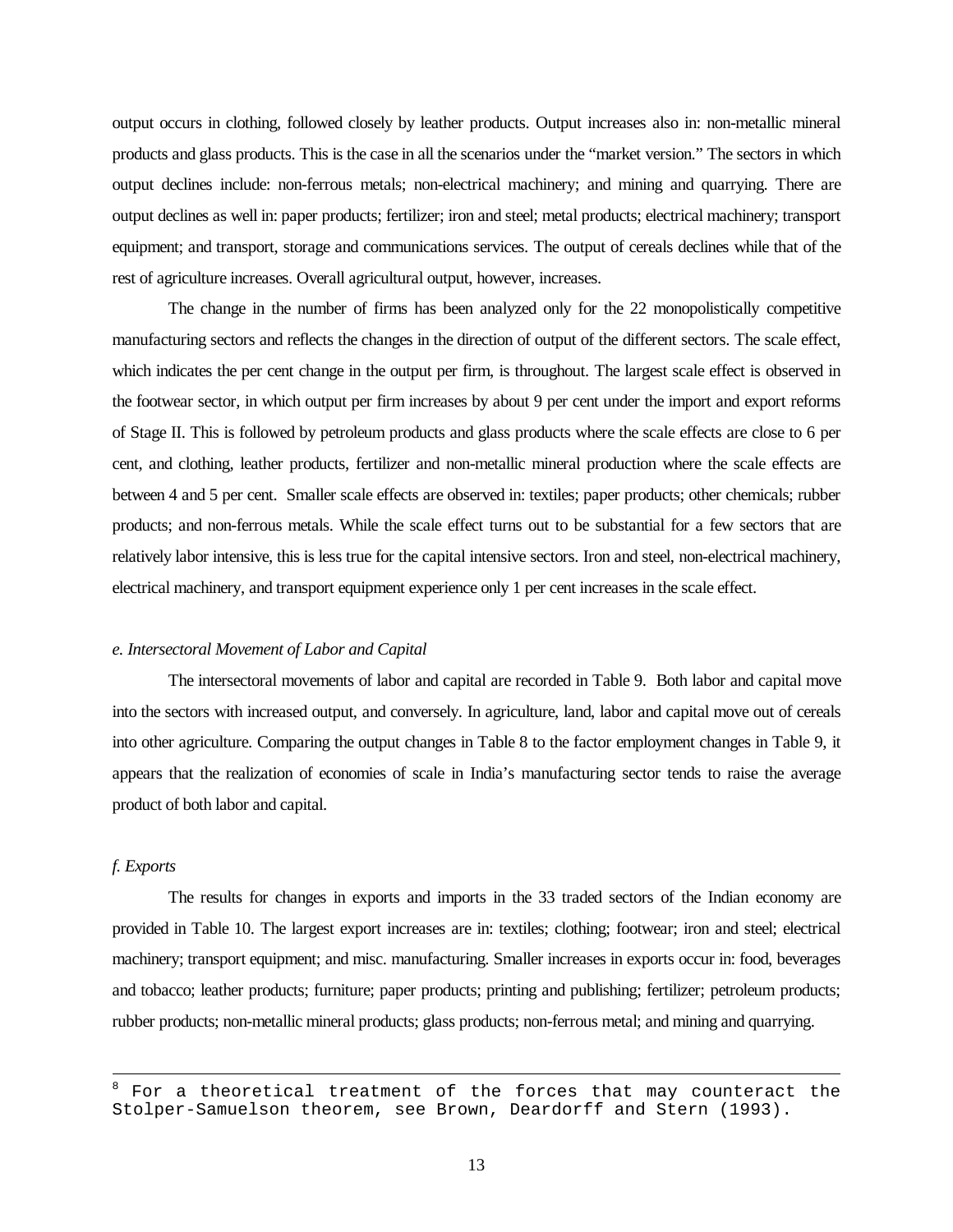output occurs in clothing, followed closely by leather products. Output increases also in: non-metallic mineral products and glass products. This is the case in all the scenarios under the "market version." The sectors in which output declines include: non-ferrous metals; non-electrical machinery; and mining and quarrying. There are output declines as well in: paper products; fertilizer; iron and steel; metal products; electrical machinery; transport equipment; and transport, storage and communications services. The output of cereals declines while that of the rest of agriculture increases. Overall agricultural output, however, increases.

The change in the number of firms has been analyzed only for the 22 monopolistically competitive manufacturing sectors and reflects the changes in the direction of output of the different sectors. The scale effect, which indicates the per cent change in the output per firm, is throughout. The largest scale effect is observed in the footwear sector, in which output per firm increases by about 9 per cent under the import and export reforms of Stage II. This is followed by petroleum products and glass products where the scale effects are close to 6 per cent, and clothing, leather products, fertilizer and non-metallic mineral production where the scale effects are between 4 and 5 per cent. Smaller scale effects are observed in: textiles; paper products; other chemicals; rubber products; and non-ferrous metals. While the scale effect turns out to be substantial for a few sectors that are relatively labor intensive, this is less true for the capital intensive sectors. Iron and steel, non-electrical machinery, electrical machinery, and transport equipment experience only 1 per cent increases in the scale effect.

### *e. Intersectoral Movement of Labor and Capital*

The intersectoral movements of labor and capital are recorded in Table 9. Both labor and capital move into the sectors with increased output, and conversely. In agriculture, land, labor and capital move out of cereals into other agriculture. Comparing the output changes in Table 8 to the factor employment changes in Table 9, it appears that the realization of economies of scale in India's manufacturing sector tends to raise the average product of both labor and capital.

### *f. Exports*

The results for changes in exports and imports in the 33 traded sectors of the Indian economy are provided in Table 10. The largest export increases are in: textiles; clothing; footwear; iron and steel; electrical machinery; transport equipment; and misc. manufacturing. Smaller increases in exports occur in: food, beverages and tobacco; leather products; furniture; paper products; printing and publishing; fertilizer; petroleum products; rubber products; non-metallic mineral products; glass products; non-ferrous metal; and mining and quarrying.

---

[8] For a theoretical treatment of the forces that may counteract the Stolper-Samuelson theorem, see Brown, Deardorff and Stern (1993).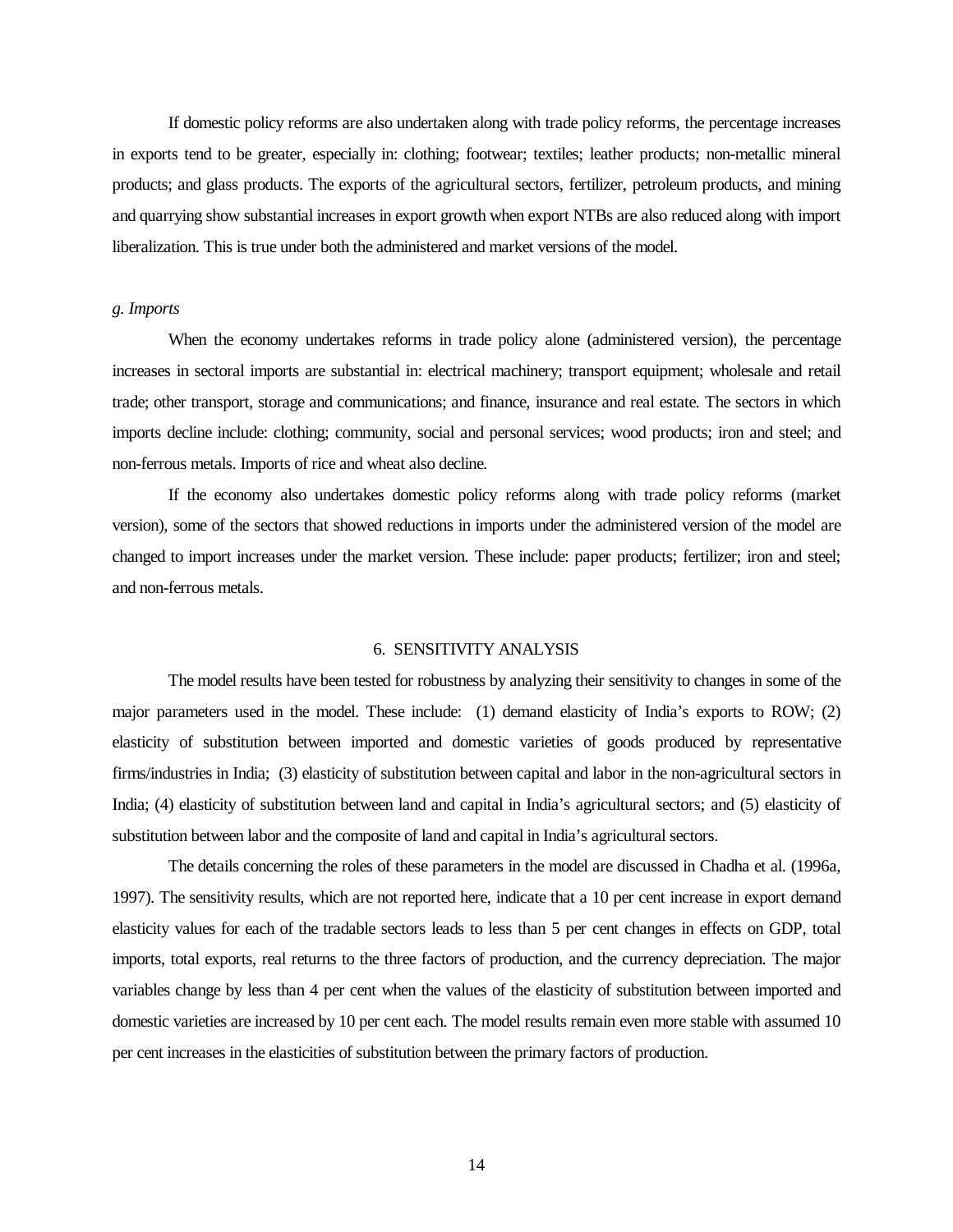If domestic policy reforms are also undertaken along with trade policy reforms, the percentage increases in exports tend to be greater, especially in: clothing; footwear; textiles; leather products; non-metallic mineral products; and glass products. The exports of the agricultural sectors, fertilizer, petroleum products, and mining and quarrying show substantial increases in export growth when export NTBs are also reduced along with import liberalization. This is true under both the administered and market versions of the model.

*g. Imports*

When the economy undertakes reforms in trade policy alone (administered version), the percentage increases in sectoral imports are substantial in: electrical machinery; transport equipment; wholesale and retail trade; other transport, storage and communications; and finance, insurance and real estate. The sectors in which imports decline include: clothing; community, social and personal services; wood products; iron and steel; and non-ferrous metals. Imports of rice and wheat also decline.

If the economy also undertakes domestic policy reforms along with trade policy reforms (market version), some of the sectors that showed reductions in imports under the administered version of the model are changed to import increases under the market version. These include: paper products; fertilizer; iron and steel; and non-ferrous metals.

## 6. SENSITIVITY ANALYSIS

The model results have been tested for robustness by analyzing their sensitivity to changes in some of the major parameters used in the model. These include: (1) demand elasticity of India's exports to ROW; (2) elasticity of substitution between imported and domestic varieties of goods produced by representative firms/industries in India; (3) elasticity of substitution between capital and labor in the non-agricultural sectors in India; (4) elasticity of substitution between land and capital in India's agricultural sectors; and (5) elasticity of substitution between labor and the composite of land and capital in India's agricultural sectors.

The details concerning the roles of these parameters in the model are discussed in Chadha et al. (1996a, 1997). The sensitivity results, which are not reported here, indicate that a 10 per cent increase in export demand elasticity values for each of the tradable sectors leads to less than 5 per cent changes in effects on GDP, total imports, total exports, real returns to the three factors of production, and the currency depreciation. The major variables change by less than 4 per cent when the values of the elasticity of substitution between imported and domestic varieties are increased by 10 per cent each. The model results remain even more stable with assumed 10 per cent increases in the elasticities of substitution between the primary factors of production.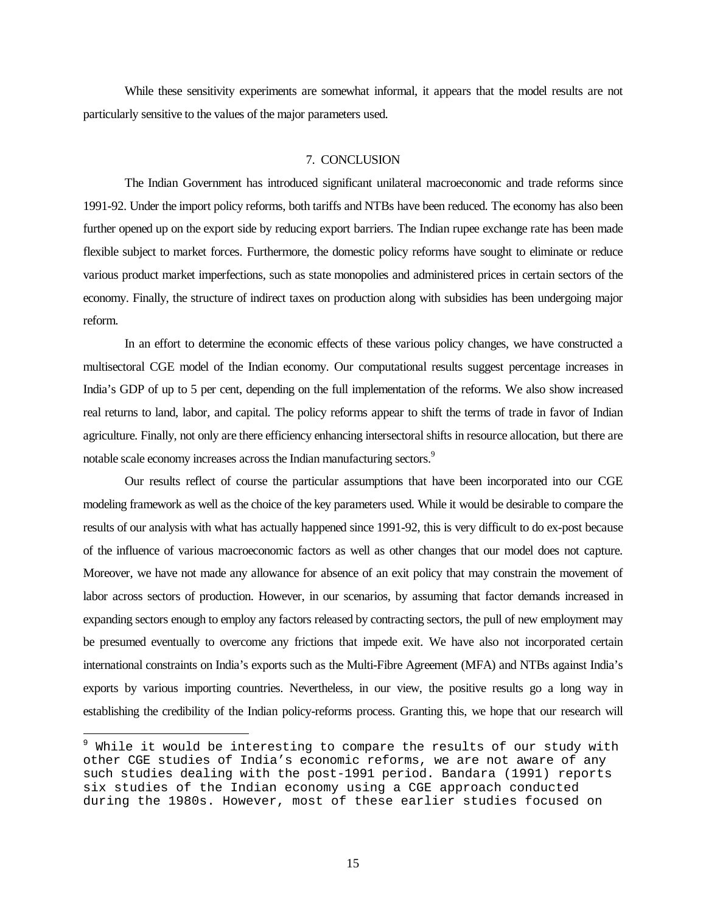While these sensitivity experiments are somewhat informal, it appears that the model results are not particularly sensitive to the values of the major parameters used.

## 7. CONCLUSION

The Indian Government has introduced significant unilateral macroeconomic and trade reforms since 1991-92. Under the import policy reforms, both tariffs and NTBs have been reduced. The economy has also been further opened up on the export side by reducing export barriers. The Indian rupee exchange rate has been made flexible subject to market forces. Furthermore, the domestic policy reforms have sought to eliminate or reduce various product market imperfections, such as state monopolies and administered prices in certain sectors of the economy. Finally, the structure of indirect taxes on production along with subsidies has been undergoing major reform.

In an effort to determine the economic effects of these various policy changes, we have constructed a multisectoral CGE model of the Indian economy. Our computational results suggest percentage increases in India's GDP of up to 5 per cent, depending on the full implementation of the reforms. We also show increased real returns to land, labor, and capital. The policy reforms appear to shift the terms of trade in favor of Indian agriculture. Finally, not only are there efficiency enhancing intersectoral shifts in resource allocation, but there are notable scale economy increases across the Indian manufacturing sectors.[9]

Our results reflect of course the particular assumptions that have been incorporated into our CGE modeling framework as well as the choice of the key parameters used. While it would be desirable to compare the results of our analysis with what has actually happened since 1991-92, this is very difficult to do ex-post because of the influence of various macroeconomic factors as well as other changes that our model does not capture. Moreover, we have not made any allowance for absence of an exit policy that may constrain the movement of labor across sectors of production. However, in our scenarios, by assuming that factor demands increased in expanding sectors enough to employ any factors released by contracting sectors, the pull of new employment may be presumed eventually to overcome any frictions that impede exit. We have also not incorporated certain international constraints on India's exports such as the Multi-Fibre Agreement (MFA) and NTBs against India's exports by various importing countries. Nevertheless, in our view, the positive results go a long way in establishing the credibility of the Indian policy-reforms process. Granting this, we hope that our research will

---

[9] While it would be interesting to compare the results of our study with other CGE studies of India's economic reforms, we are not aware of any such studies dealing with the post-1991 period. Bandara (1991) reports six studies of the Indian economy using a CGE approach conducted during the 1980s. However, most of these earlier studies focused on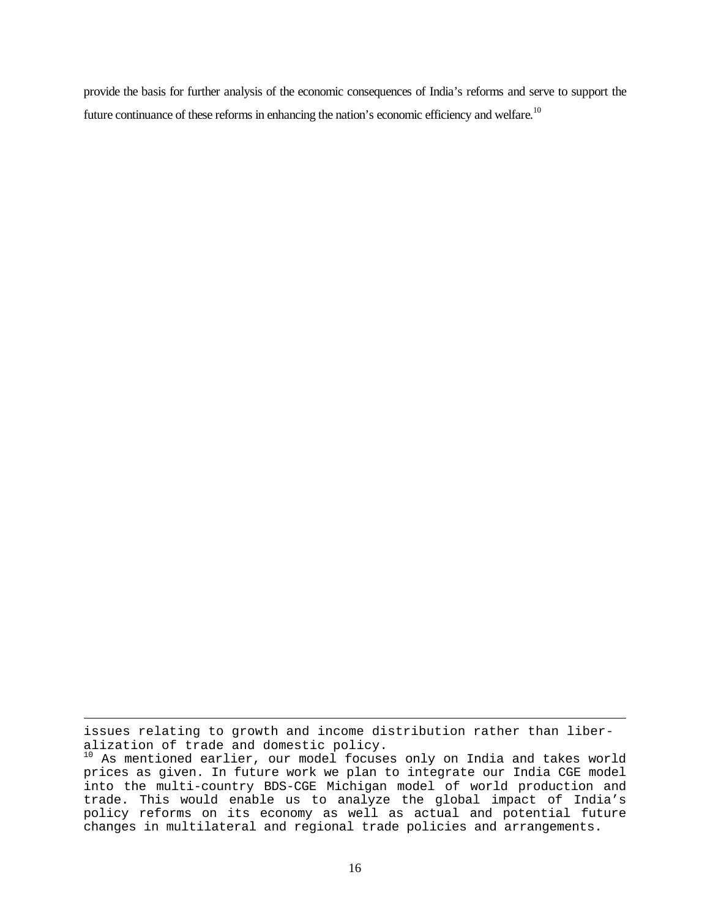provide the basis for further analysis of the economic consequences of India's reforms and serve to support the future continuance of these reforms in enhancing the nation's economic efficiency and welfare.[10]

---

issues relating to growth and income distribution rather than liberalization of trade and domestic policy.

[10] As mentioned earlier, our model focuses only on India and takes world prices as given. In future work we plan to integrate our India CGE model into the multi-country BDS-CGE Michigan model of world production and trade. This would enable us to analyze the global impact of India's policy reforms on its economy as well as actual and potential future changes in multilateral and regional trade policies and arrangements.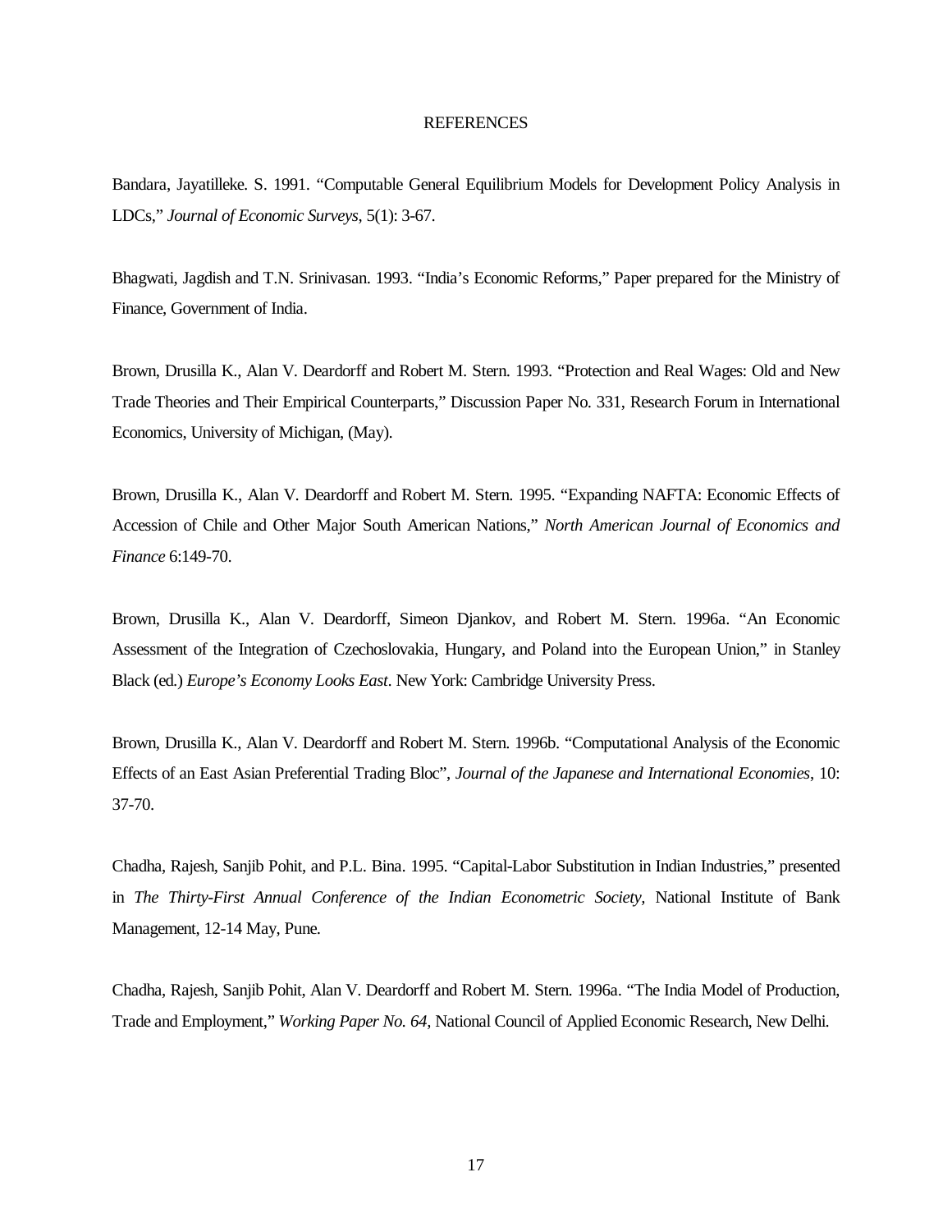## REFERENCES

Bandara, Jayatilleke. S. 1991. "Computable General Equilibrium Models for Development Policy Analysis in LDCs," *Journal of Economic Surveys*, 5(1): 3-67.

Bhagwati, Jagdish and T.N. Srinivasan. 1993. "India's Economic Reforms," Paper prepared for the Ministry of Finance, Government of India.

Brown, Drusilla K., Alan V. Deardorff and Robert M. Stern. 1993. "Protection and Real Wages: Old and New Trade Theories and Their Empirical Counterparts," Discussion Paper No. 331, Research Forum in International Economics, University of Michigan, (May).

Brown, Drusilla K., Alan V. Deardorff and Robert M. Stern. 1995. "Expanding NAFTA: Economic Effects of Accession of Chile and Other Major South American Nations," *North American Journal of Economics and Finance* 6:149-70.

Brown, Drusilla K., Alan V. Deardorff, Simeon Djankov, and Robert M. Stern. 1996a. "An Economic Assessment of the Integration of Czechoslovakia, Hungary, and Poland into the European Union," in Stanley Black (ed.) *Europe's Economy Looks East*. New York: Cambridge University Press.

Brown, Drusilla K., Alan V. Deardorff and Robert M. Stern. 1996b. "Computational Analysis of the Economic Effects of an East Asian Preferential Trading Bloc", *Journal of the Japanese and International Economies*, 10: 37-70.

Chadha, Rajesh, Sanjib Pohit, and P.L. Bina. 1995. "Capital-Labor Substitution in Indian Industries," presented in *The Thirty-First Annual Conference of the Indian Econometric Society,* National Institute of Bank Management, 12-14 May, Pune.

Chadha, Rajesh, Sanjib Pohit, Alan V. Deardorff and Robert M. Stern. 1996a. "The India Model of Production, Trade and Employment," *Working Paper No. 64,* National Council of Applied Economic Research, New Delhi.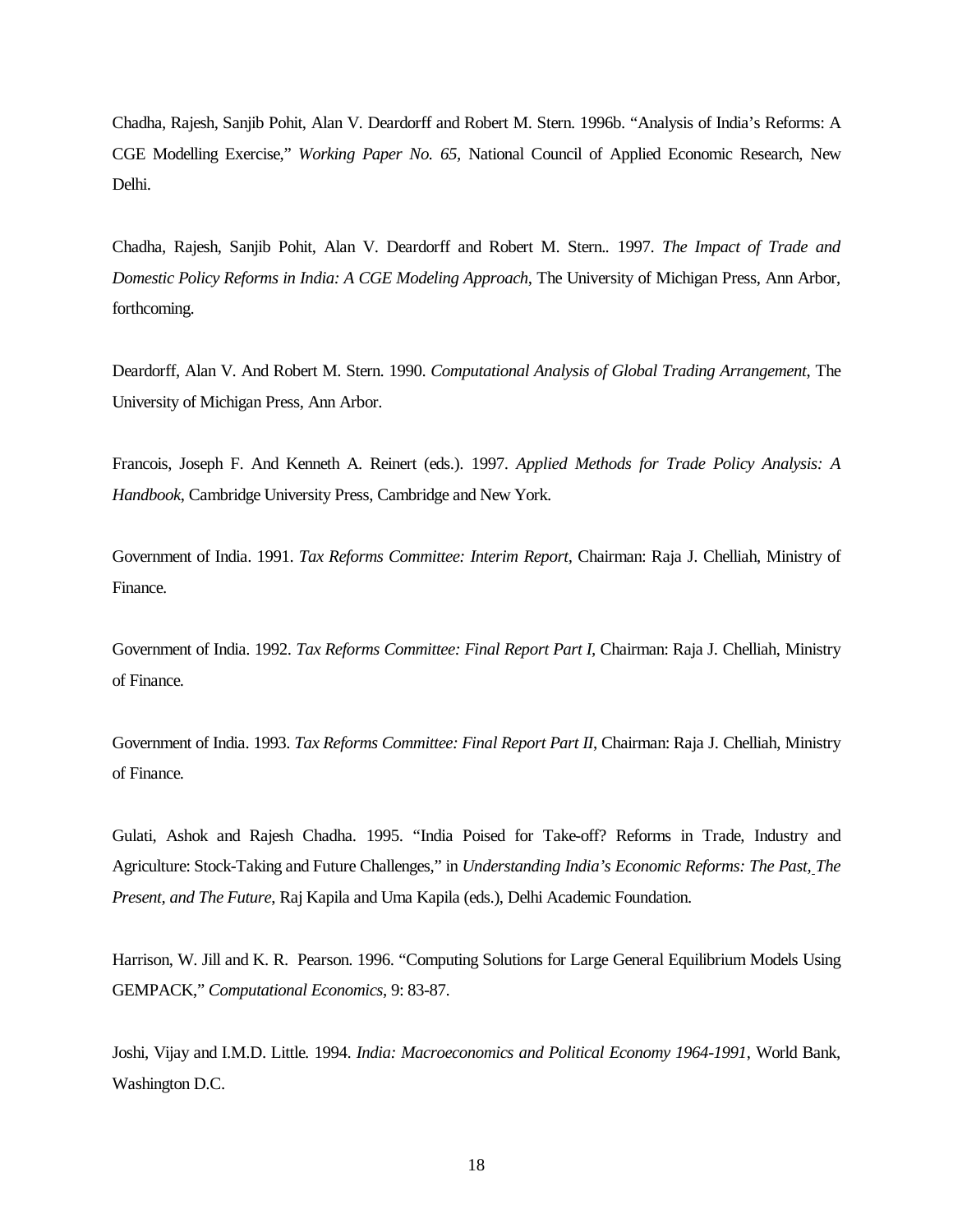Chadha, Rajesh, Sanjib Pohit, Alan V. Deardorff and Robert M. Stern. 1996b. "Analysis of India's Reforms: A CGE Modelling Exercise," *Working Paper No. 65*, National Council of Applied Economic Research, New Delhi.

Chadha, Rajesh, Sanjib Pohit, Alan V. Deardorff and Robert M. Stern.. 1997. *The Impact of Trade and Domestic Policy Reforms in India: A CGE Modeling Approach*, The University of Michigan Press, Ann Arbor, forthcoming.

Deardorff, Alan V. And Robert M. Stern. 1990. *Computational Analysis of Global Trading Arrangement*, The University of Michigan Press, Ann Arbor.

Francois, Joseph F. And Kenneth A. Reinert (eds.). 1997. *Applied Methods for Trade Policy Analysis: A Handbook*, Cambridge University Press, Cambridge and New York.

Government of India. 1991. *Tax Reforms Committee: Interim Report*, Chairman: Raja J. Chelliah, Ministry of Finance.

Government of India. 1992. *Tax Reforms Committee: Final Report Part I*, Chairman: Raja J. Chelliah, Ministry of Finance.

Government of India. 1993. *Tax Reforms Committee: Final Report Part II*, Chairman: Raja J. Chelliah, Ministry of Finance.

Gulati, Ashok and Rajesh Chadha. 1995. "India Poised for Take-off? Reforms in Trade, Industry and Agriculture: Stock-Taking and Future Challenges," in *Understanding India's Economic Reforms: The Past, The Present, and The Future*, Raj Kapila and Uma Kapila (eds.), Delhi Academic Foundation.

Harrison, W. Jill and K. R. Pearson. 1996. "Computing Solutions for Large General Equilibrium Models Using GEMPACK," *Computational Economics*, 9: 83-87.

Joshi, Vijay and I.M.D. Little. 1994. *India: Macroeconomics and Political Economy 1964-1991*, World Bank, Washington D.C.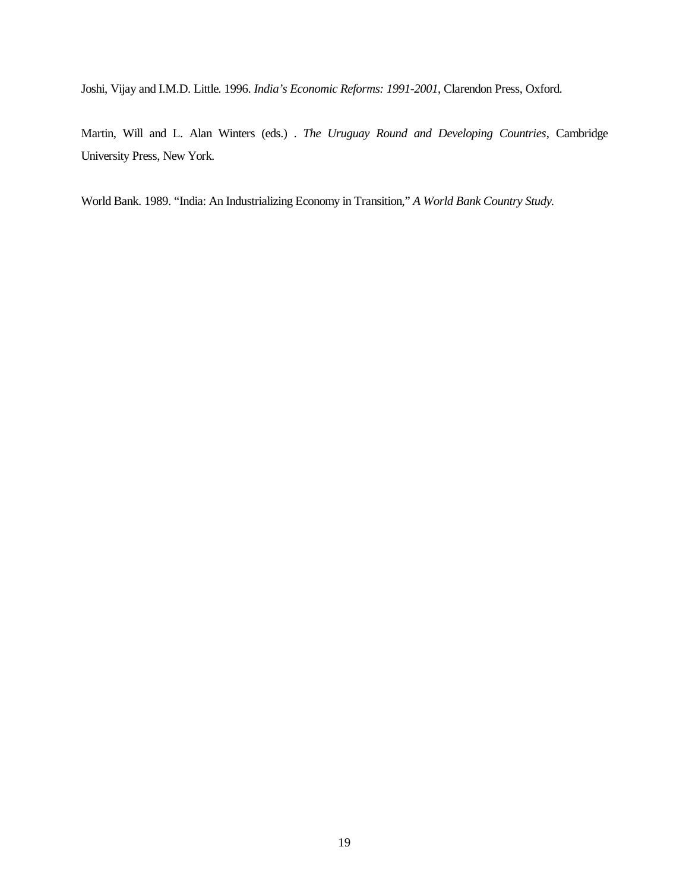Joshi, Vijay and I.M.D. Little. 1996. *India's Economic Reforms: 1991-2001*, Clarendon Press, Oxford.

Martin, Will and L. Alan Winters (eds.) . *The Uruguay Round and Developing Countries*, Cambridge University Press, New York.

World Bank. 1989. "India: An Industrializing Economy in Transition," *A World Bank Country Study.*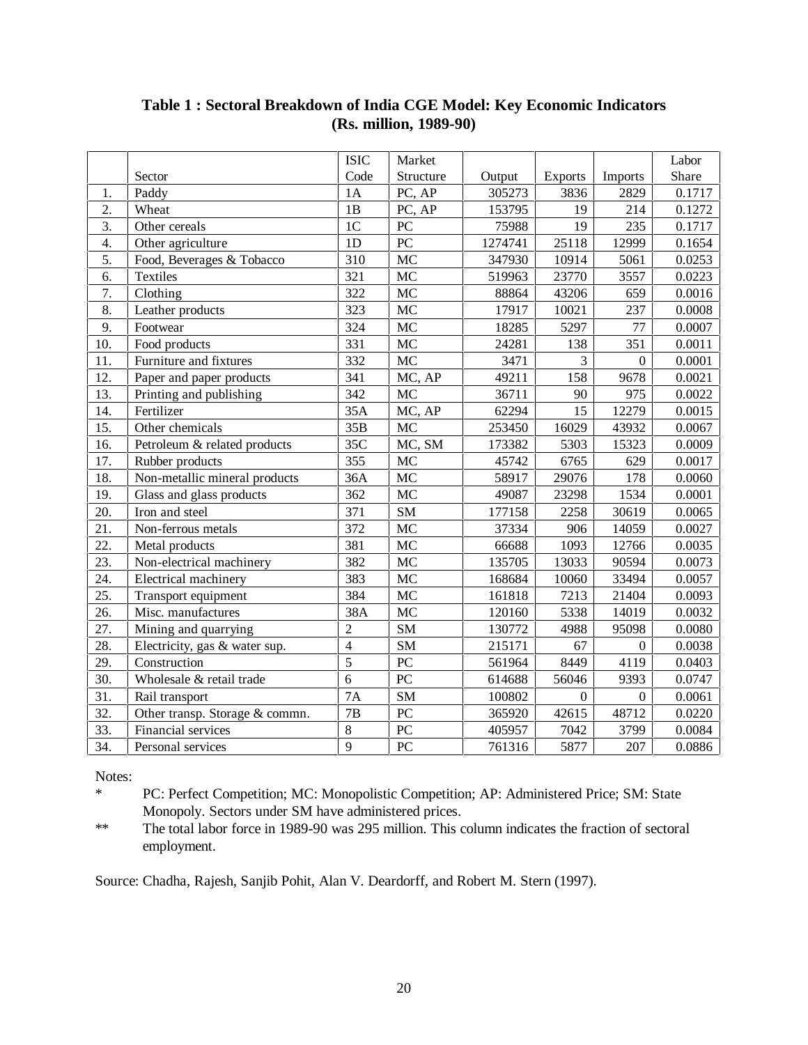**Table 1 : Sectoral Breakdown of India CGE Model: Key Economic Indicators (Rs. million, 1989-90)**

| | Sector | ISIC Code | Market Structure | Output | Exports | Imports | Labor Share |
|---|---|---|---|---|---|---|---|
| 1. | Paddy | 1A | PC, AP | 305273 | 3836 | 2829 | 0.1717 |
| 2. | Wheat | 1B | PC, AP | 153795 | 19 | 214 | 0.1272 |
| 3. | Other cereals | 1C | PC | 75988 | 19 | 235 | 0.1717 |
| 4. | Other agriculture | 1D | PC | 1274741 | 25118 | 12999 | 0.1654 |
| 5. | Food, Beverages & Tobacco | 310 | MC | 347930 | 10914 | 5061 | 0.0253 |
| 6. | Textiles | 321 | MC | 519963 | 23770 | 3557 | 0.0223 |
| 7. | Clothing | 322 | MC | 88864 | 43206 | 659 | 0.0016 |
| 8. | Leather products | 323 | MC | 17917 | 10021 | 237 | 0.0008 |
| 9. | Footwear | 324 | MC | 18285 | 5297 | 77 | 0.0007 |
| 10. | Food products | 331 | MC | 24281 | 138 | 351 | 0.0011 |
| 11. | Furniture and fixtures | 332 | MC | 3471 | 3 | 0 | 0.0001 |
| 12. | Paper and paper products | 341 | MC, AP | 49211 | 158 | 9678 | 0.0021 |
| 13. | Printing and publishing | 342 | MC | 36711 | 90 | 975 | 0.0022 |
| 14. | Fertilizer | 35A | MC, AP | 62294 | 15 | 12279 | 0.0015 |
| 15. | Other chemicals | 35B | MC | 253450 | 16029 | 43932 | 0.0067 |
| 16. | Petroleum & related products | 35C | MC, SM | 173382 | 5303 | 15323 | 0.0009 |
| 17. | Rubber products | 355 | MC | 45742 | 6765 | 629 | 0.0017 |
| 18. | Non-metallic mineral products | 36A | MC | 58917 | 29076 | 178 | 0.0060 |
| 19. | Glass and glass products | 362 | MC | 49087 | 23298 | 1534 | 0.0001 |
| 20. | Iron and steel | 371 | SM | 177158 | 2258 | 30619 | 0.0065 |
| 21. | Non-ferrous metals | 372 | MC | 37334 | 906 | 14059 | 0.0027 |
| 22. | Metal products | 381 | MC | 66688 | 1093 | 12766 | 0.0035 |
| 23. | Non-electrical machinery | 382 | MC | 135705 | 13033 | 90594 | 0.0073 |
| 24. | Electrical machinery | 383 | MC | 168684 | 10060 | 33494 | 0.0057 |
| 25. | Transport equipment | 384 | MC | 161818 | 7213 | 21404 | 0.0093 |
| 26. | Misc. manufactures | 38A | MC | 120160 | 5338 | 14019 | 0.0032 |
| 27. | Mining and quarrying | 2 | SM | 130772 | 4988 | 95098 | 0.0080 |
| 28. | Electricity, gas & water sup. | 4 | SM | 215171 | 67 | 0 | 0.0038 |
| 29. | Construction | 5 | PC | 561964 | 8449 | 4119 | 0.0403 |
| 30. | Wholesale & retail trade | 6 | PC | 614688 | 56046 | 9393 | 0.0747 |
| 31. | Rail transport | 7A | SM | 100802 | 0 | 0 | 0.0061 |
| 32. | Other transp. Storage & commn. | 7B | PC | 365920 | 42615 | 48712 | 0.0220 |
| 33. | Financial services | 8 | PC | 405957 | 7042 | 3799 | 0.0084 |
| 34. | Personal services | 9 | PC | 761316 | 5877 | 207 | 0.0886 |

Notes:

\* PC: Perfect Competition; MC: Monopolistic Competition; AP: Administered Price; SM: State Monopoly. Sectors under SM have administered prices.

\*\* The total labor force in 1989-90 was 295 million. This column indicates the fraction of sectoral employment.

Source: Chadha, Rajesh, Sanjib Pohit, Alan V. Deardorff, and Robert M. Stern (1997).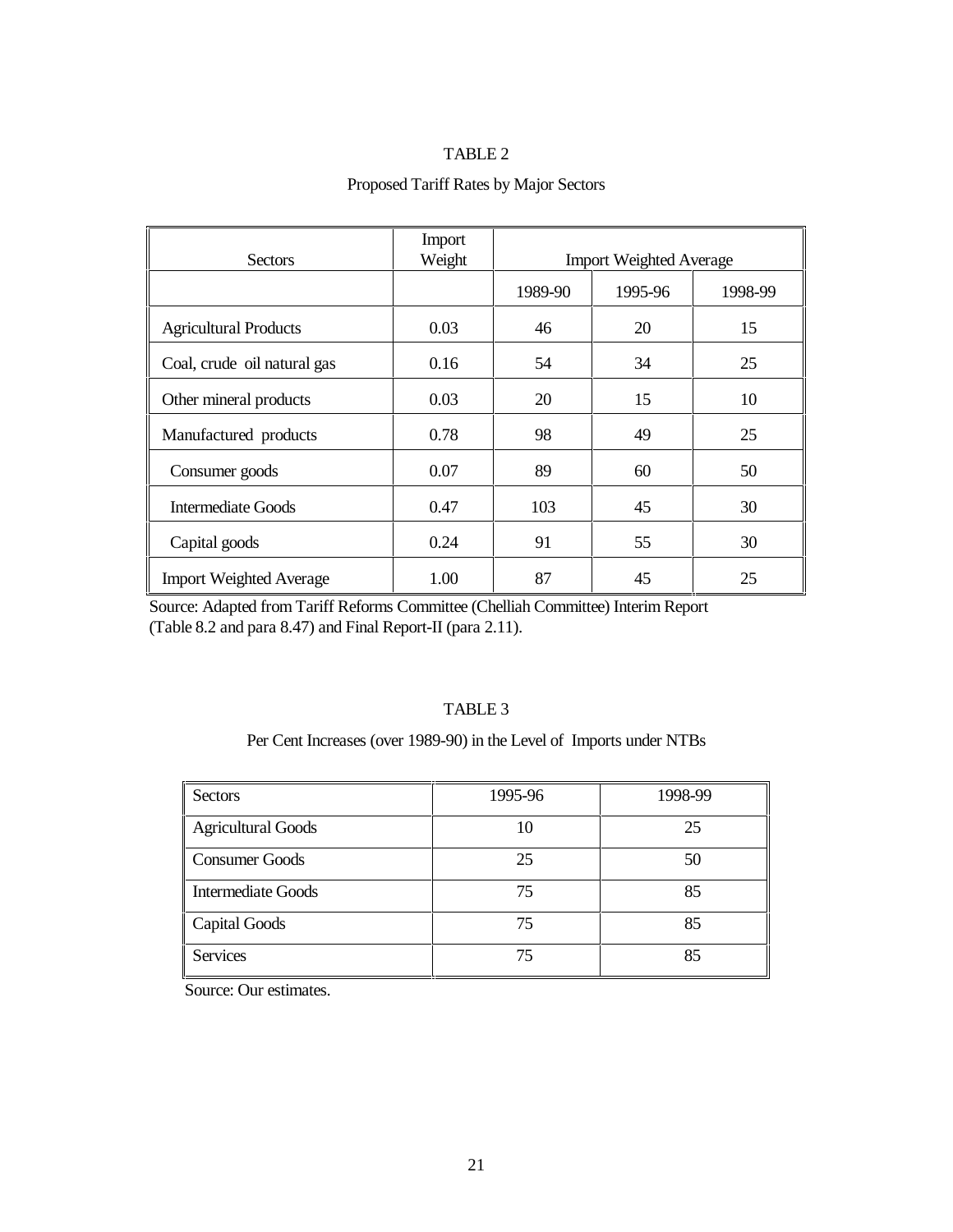TABLE 2

Proposed Tariff Rates by Major Sectors

| Sectors | Import Weight | Import Weighted Average | | |
|---|---|---|---|---|
| | | 1989-90 | 1995-96 | 1998-99 |
| Agricultural Products | 0.03 | 46 | 20 | 15 |
| Coal, crude oil natural gas | 0.16 | 54 | 34 | 25 |
| Other mineral products | 0.03 | 20 | 15 | 10 |
| Manufactured products | 0.78 | 98 | 49 | 25 |
| Consumer goods | 0.07 | 89 | 60 | 50 |
| Intermediate Goods | 0.47 | 103 | 45 | 30 |
| Capital goods | 0.24 | 91 | 55 | 30 |
| Import Weighted Average | 1.00 | 87 | 45 | 25 |

Source: Adapted from Tariff Reforms Committee (Chelliah Committee) Interim Report (Table 8.2 and para 8.47) and Final Report-II (para 2.11).

TABLE 3

Per Cent Increases (over 1989-90) in the Level of Imports under NTBs

| Sectors | 1995-96 | 1998-99 |
|---|---|---|
| Agricultural Goods | 10 | 25 |
| Consumer Goods | 25 | 50 |
| Intermediate Goods | 75 | 85 |
| Capital Goods | 75 | 85 |
| Services | 75 | 85 |

Source: Our estimates.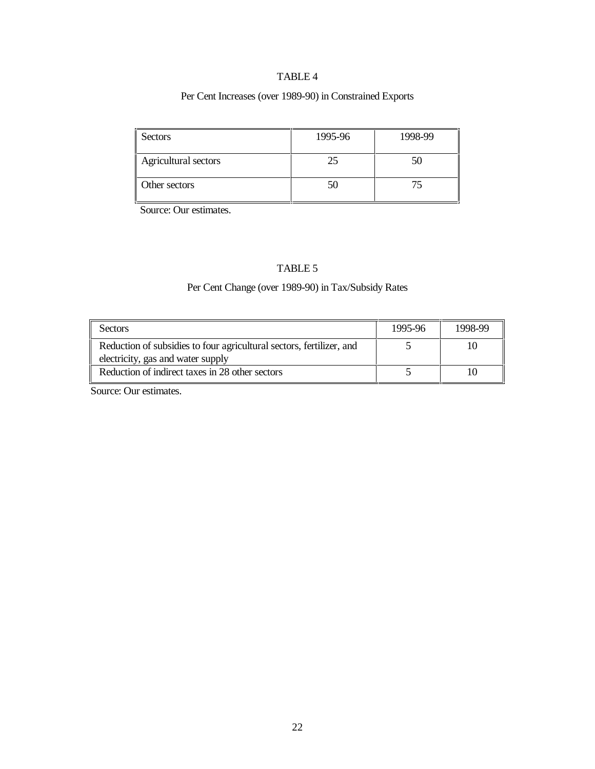TABLE 4

Per Cent Increases (over 1989-90) in Constrained Exports

| Sectors | 1995-96 | 1998-99 |
|---|---|---|
| Agricultural sectors | 25 | 50 |
| Other sectors | 50 | 75 |

Source: Our estimates.

TABLE 5

Per Cent Change (over 1989-90) in Tax/Subsidy Rates

| Sectors | 1995-96 | 1998-99 |
|---|---|---|
| Reduction of subsidies to four agricultural sectors, fertilizer, and electricity, gas and water supply | 5 | 10 |
| Reduction of indirect taxes in 28 other sectors | 5 | 10 |

Source: Our estimates.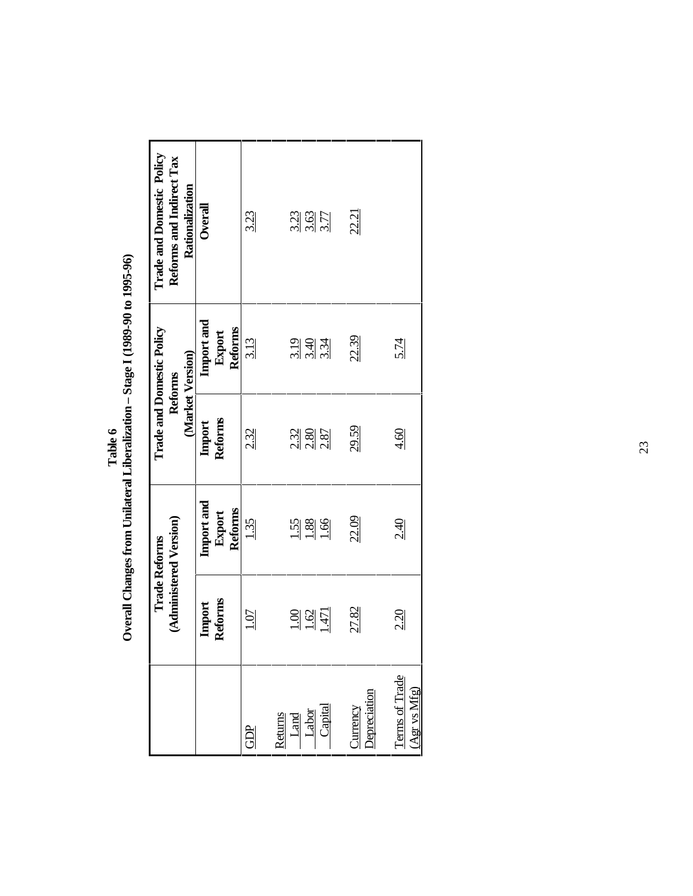**Table 6**
**Overall Changes from Unilateral Liberalization – Stage I (1989-90 to 1995-96)**

| | Trade Reforms (Administered Version) | | Trade and Domestic Policy Reforms (Market Version) | | Trade and Domestic Policy Reforms and Indirect Tax Rationalization |
|---|---|---|---|---|---|
| | **Import Reforms** | **Import and Export Reforms** | **Import Reforms** | **Import and Export Reforms** | **Overall** |
| GDP | 1.07 | 1.35 | 2.32 | 3.13 | 3.23 |
| Returns | | | | | |
| Land | 1.00 | 1.55 | 2.32 | 3.19 | 3.23 |
| Labor | 1.62 | 1.88 | 2.80 | 3.40 | 3.63 |
| Capital | 1.471 | 1.66 | 2.87 | 3.34 | 3.77 |
| Currency Depreciation | 27.82 | 22.09 | 29.59 | 22.39 | 22.21 |
| Terms of Trade (Agr vs Mfg) | 2.20 | 2.40 | 4.60 | 5.74 | |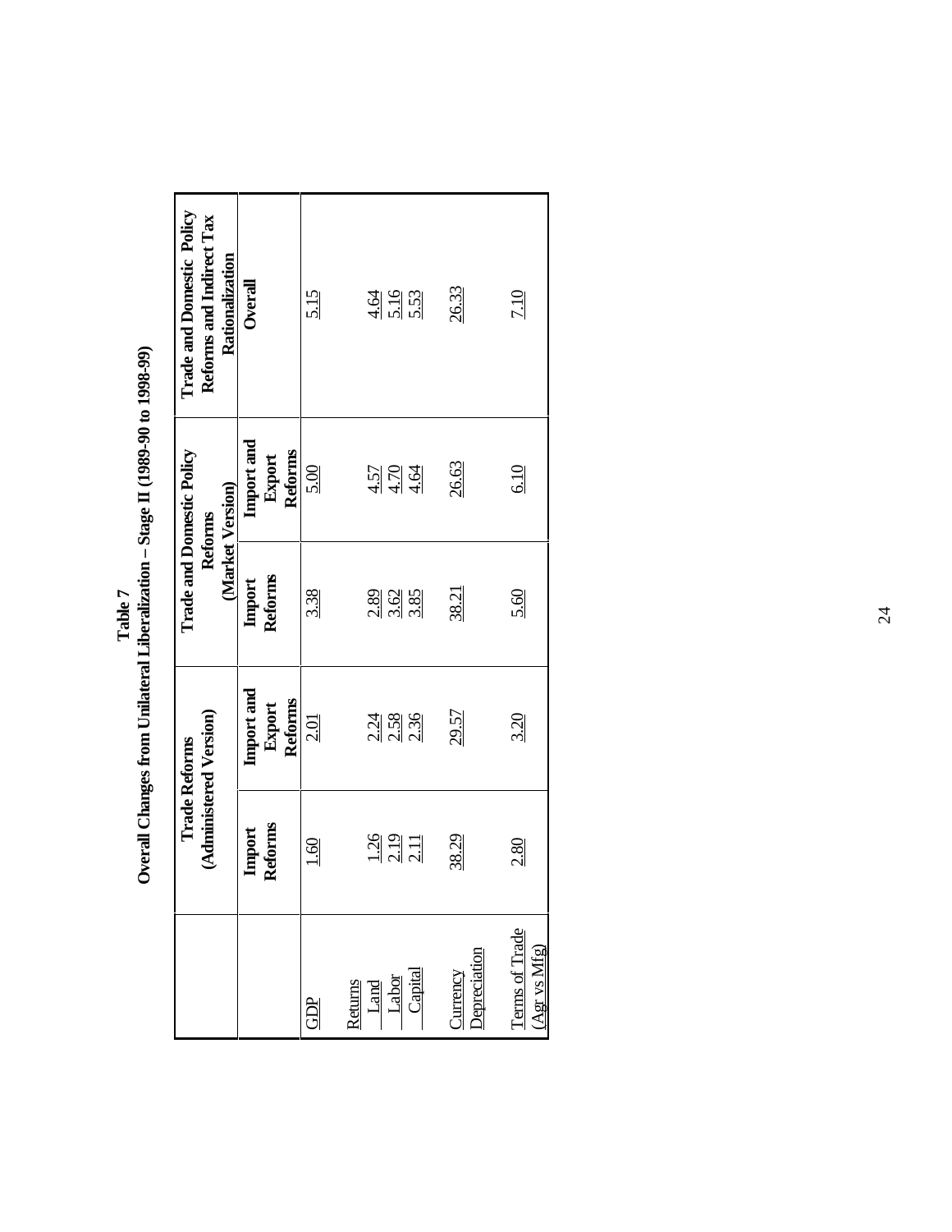**Table 7**
**Overall Changes from Unilateral Liberalization – Stage II (1989-90 to 1998-99)**

| | Trade Reforms (Administered Version) | | Trade and Domestic Policy Reforms (Market Version) | | Trade and Domestic Policy Reforms and Indirect Tax Rationalization |
|---|---|---|---|---|---|
| | Import Reforms | Import and Export Reforms | Import Reforms | Import and Export Reforms | Overall |
| GDP | 1.60 | 2.01 | 3.38 | 5.00 | 5.15 |
| Returns | | | | | |
| Land | 1.26 | 2.24 | 2.89 | 4.57 | 4.64 |
| Labor | 2.19 | 2.58 | 3.62 | 4.70 | 5.16 |
| Capital | 2.11 | 2.36 | 3.85 | 4.64 | 5.53 |
| Currency Depreciation | 38.29 | 29.57 | 38.21 | 26.63 | 26.33 |
| Terms of Trade (Agr vs Mfg) | 2.80 | 3.20 | 5.60 | 6.10 | 7.10 |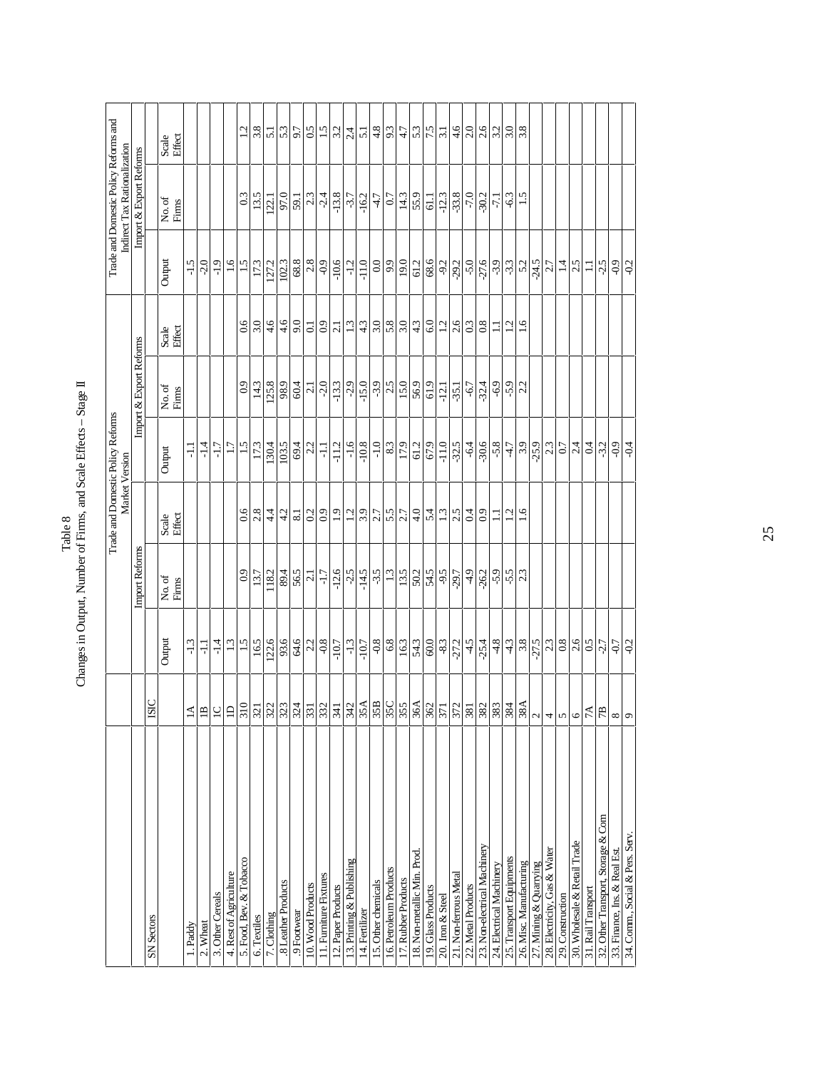Table 8

Changes in Output, Number of Firms, and Scale Effects – Stage II

| SN Sectors | ISIC | Trade and Domestic Policy Reforms Market Version | | | | | | Trade and Domestic Policy Reforms and Indirect Tax Rationalization | | |
|---|---|---|---|---|---|---|---|---|---|---|
| | | Import Reforms | | | Import & Export Reforms | | | Import & Export Reforms | | |
| | | Output | No. of Firms | Scale Effect | Output | No. of Firms | Scale Effect | Output | No. of Firms | Scale Effect |
| 1. Paddy | 1A | -1.3 | | | -1.1 | | | -1.5 | | |
| 2. Wheat | 1B | -1.1 | | | -1.4 | | | -2.0 | | |
| 3. Other Cereals | 1C | -1.4 | | | -1.7 | | | -1.9 | | |
| 4. Rest of Agriculture | 1D | 1.3 | | | 1.7 | | | 1.6 | | |
| 5. Food, Bev. & Tobacco | 310 | 1.5 | 0.9 | 0.6 | 1.5 | 0.9 | 0.6 | 1.5 | 0.3 | 1.2 |
| 6. Textiles | 321 | 16.5 | 13.7 | 2.8 | 17.3 | 14.3 | 3.0 | 17.3 | 13.5 | 3.8 |
| 7. Clothing | 322 | 122.6 | 118.2 | 4.4 | 130.4 | 125.8 | 4.6 | 127.2 | 122.1 | 5.1 |
| .8 Leather Products | 323 | 93.6 | 89.4 | 4.2 | 103.5 | 98.9 | 4.6 | 102.3 | 97.0 | 5.3 |
| .9 Footwear | 324 | 64.6 | 56.5 | 8.1 | 69.4 | 60.4 | 9.0 | 68.8 | 59.1 | 9.7 |
| 10. Wood Products | 331 | 2.2 | 2.1 | 0.2 | 2.2 | 2.1 | 0.1 | 2.8 | 2.3 | 0.5 |
| 11. Furniture Fixtures | 332 | -0.8 | -1.7 | 0.9 | -1.1 | -2.0 | 0.9 | -0.9 | -2.4 | 1.5 |
| 12. Paper Products | 341 | -10.7 | -12.6 | 1.9 | -11.2 | -13.3 | 2.1 | -10.6 | -13.8 | 3.2 |
| 13. Printing & Publishing | 342 | -1.3 | -2.5 | 1.2 | -1.6 | -2.9 | 1.3 | -1.2 | -3.7 | 2.4 |
| 14. Fertilizer | 35A | -10.7 | -14.5 | 3.9 | -10.8 | -15.0 | 4.3 | -11.0 | -16.2 | 5.1 |
| 15. Other chemicals | 35B | -0.8 | -3.5 | 2.7 | -1.0 | -3.9 | 3.0 | 0.0 | -4.7 | 4.8 |
| 16. Petroleum Products | 35C | 6.8 | 1.3 | 5.5 | 8.3 | 2.5 | 5.8 | 9.9 | 0.7 | 9.3 |
| 17. Rubber Products | 355 | 16.3 | 13.5 | 2.7 | 17.9 | 15.0 | 3.0 | 19.0 | 14.3 | 4.7 |
| 18. Non-metallic Min. Prod. | 36A | 54.3 | 50.2 | 4.0 | 61.2 | 56.9 | 4.3 | 61.2 | 55.9 | 5.3 |
| 19. Glass Products | 362 | 60.0 | 54.5 | 5.4 | 67.9 | 61.9 | 6.0 | 68.6 | 61.1 | 7.5 |
| 20. Iron & Steel | 371 | -8.3 | -9.5 | 1.3 | -11.0 | -12.1 | 1.2 | -9.2 | -12.3 | 3.1 |
| 21. Non-ferrous Metal | 372 | -27.2 | -29.7 | 2.5 | -32.5 | -35.1 | 2.6 | -29.2 | -33.8 | 4.6 |
| 22. Metal Products | 381 | -4.5 | -4.9 | 0.4 | -6.4 | -6.7 | 0.3 | -5.0 | -7.0 | 2.0 |
| 23. Non-electrical Machinery | 382 | -25.4 | -26.2 | 0.9 | -30.6 | -32.4 | 0.8 | -27.6 | -30.2 | 2.6 |
| 24. Electrical Machinery | 383 | -4.8 | -5.9 | 1.1 | -5.8 | -6.9 | 1.1 | -3.9 | -7.1 | 3.2 |
| 25. Transport Equipments | 384 | -4.3 | -5.5 | 1.2 | -4.7 | -5.9 | 1.2 | -3.3 | -6.3 | 3.0 |
| 26. Misc. Manufacturing | 38A | 3.8 | 2.3 | 1.6 | 3.9 | 2.2 | 1.6 | 5.2 | 1.5 | 3.8 |
| 27. Mining & Quarrying | 2 | -27.5 | | | -25.9 | | | -24.5 | | |
| 28. Electricity, Gas & Water | 4 | 2.3 | | | 2.3 | | | 2.7 | | |
| 29. Construction | 5 | 0.8 | | | 0.7 | | | 1.4 | | |
| 30. Wholesale & Retail Trade | 6 | 2.6 | | | 2.4 | | | 2.5 | | |
| 31. Rail Transport | 7A | 0.5 | | | 0.4 | | | 1.1 | | |
| 32. Other Transport, Storage & Com | 7B | -2.7 | | | -3.2 | | | -2.5 | | |
| 33. Finance, Ins. & Real Est. | 8 | -0.7 | | | -0.9 | | | -0.9 | | |
| 34. Comm., Social & Pers. Serv. | 9 | -0.2 | | | -0.4 | | | -0.2 | | |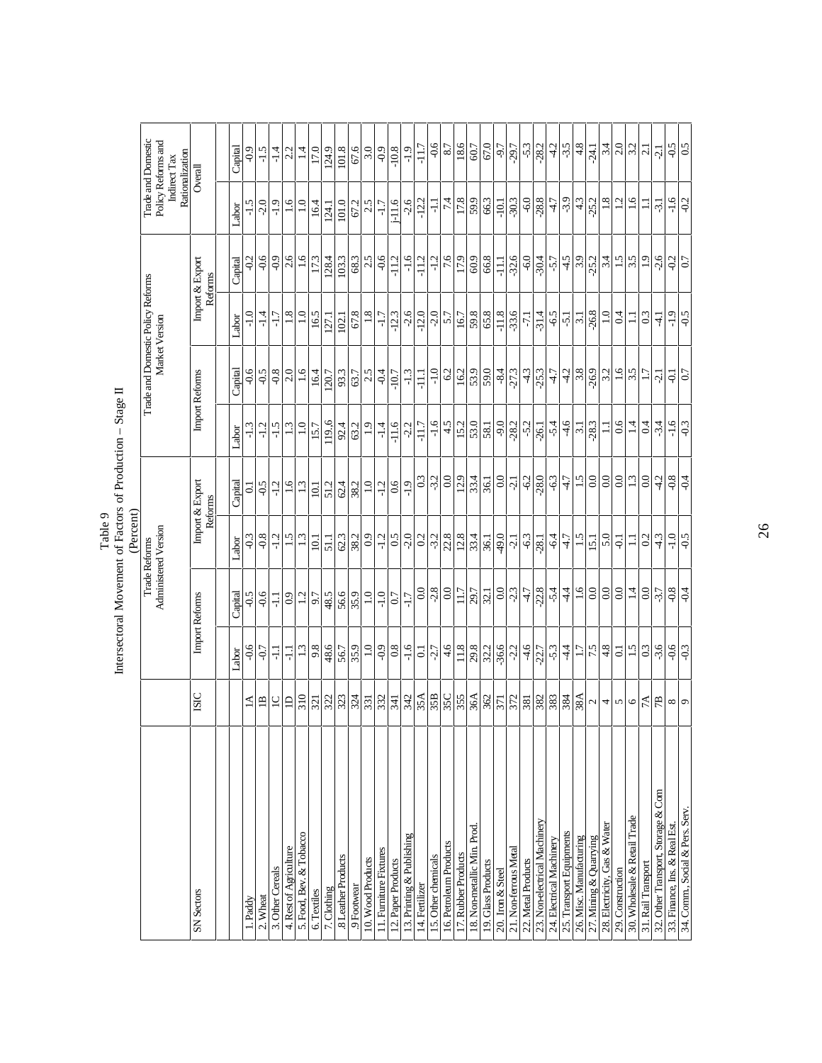Table 9
Intersectoral Movement of Factors of Production – Stage II
(Percent)

| SN Sectors | ISIC | Trade Reforms Administered Version | | | | Trade and Domestic Policy Reforms Market Version | | | | Trade and Domestic Policy Reforms and Indirect Tax Rationalization | |
|---|---|---|---|---|---|---|---|---|---|---|---|
| | | Import Reforms | | Import & Export Reforms | | Import Reforms | | Import & Export Reforms | | Overall | |
| | | Labor | Capital | Labor | Capital | Labor | Capital | Labor | Capital | Labor | Capital |
| 1. Paddy | 1A | -0.6 | -0.5 | -0.3 | 0.1 | -1.3 | -0.6 | -1.0 | -0.2 | -1.5 | -0.9 |
| 2. Wheat | 1B | -0.7 | -0.6 | -0.8 | -0.5 | -1.2 | -0.5 | -1.4 | -0.6 | -2.0 | -1.5 |
| 3. Other Cereals | 1C | -1.1 | -1.1 | -1.2 | -1.2 | -1.5 | -0.8 | -1.7 | -0.9 | -1.9 | -1.4 |
| 4. Rest of Agriculture | 1D | -1.1 | 0.9 | 1.5 | 1.6 | 1.3 | 2.0 | 1.8 | 2.6 | 1.6 | 2.2 |
| 5. Food, Bev. & Tobacco | 310 | 1.3 | 1.2 | 1.3 | 1.3 | 1.0 | 1.6 | 1.0 | 1.6 | 1.0 | 1.4 |
| 6. Textiles | 321 | 9.8 | 9.7 | 10.1 | 10.1 | 15.7 | 16.4 | 16.5 | 17.3 | 16.4 | 17.0 |
| 7. Clothing | 322 | 48.6 | 48.5 | 51.1 | 51.2 | 119.6 | 120.7 | 127.1 | 128.4 | 124.1 | 124.9 |
| 8 Leather Products | 323 | 56.7 | 56.6 | 62.3 | 62.4 | 92.4 | 93.3 | 102.1 | 103.3 | 101.0 | 101.8 |
| 9 Footwear | 324 | 35.9 | 35.9 | 38.2 | 38.2 | 63.2 | 63.7 | 67.8 | 68.3 | 67.2 | 67.6 |
| 10. Wood Products | 331 | 1.0 | 1.0 | 0.9 | 1.0 | 1.9 | 2.5 | 1.8 | 2.5 | 2.5 | 3.0 |
| 11. Furniture Fixtures | 332 | -0.9 | -1.0 | -1.2 | -1.2 | -1.4 | -0.4 | -1.7 | -0.6 | -1.7 | -0.9 |
| 12. Paper Products | 341 | 0.8 | 0.7 | 0.5 | 0.6 | -11.6 | -10.7 | -12.3 | -11.2 | j-11.6 | -10.8 |
| 13. Printing & Publishing | 342 | -1.6 | -1.7 | -2.0 | -1.9 | -2.2 | -1.3 | -2.6 | -1.6 | -2.6 | -1.9 |
| 14. Fertilizer | 35A | 0.1 | 0.0 | 0.2 | 0.3 | -11.7 | -11.1 | -12.0 | -11.2 | -12.2 | -11.7 |
| 15. Other chemicals | 35B | -2.7 | -2.8 | -3.2 | -3.2 | -1.6 | -1.0 | -2.0 | -1.2 | -1.1 | -0.6 |
| 16. Petroleum Products | 35C | 4.6 | 0.0 | 22.8 | 0.0 | 4.5 | 6.2 | 5.7 | 7.6 | 7.4 | 8.7 |
| 17. Rubber Products | 355 | 11.8 | 11.7 | 12.8 | 12.9 | 15.2 | 16.2 | 16.7 | 17.9 | 17.8 | 18.6 |
| 18. Non-metallic Min. Prod. | 36A | 29.8 | 29.7 | 33.4 | 33.4 | 53.0 | 53.9 | 59.8 | 60.9 | 59.9 | 60.7 |
| 19. Glass Products | 362 | 32.2 | 32.1 | 36.1 | 36.1 | 58.1 | 59.0 | 65.8 | 66.8 | 66.3 | 67.0 |
| 20. Iron & Steel | 371 | -36.6 | 0.0 | -49.0 | 0.0 | -9.0 | -8.4 | -11.8 | -11.1 | -10.1 | -9.7 |
| 21. Non-ferrous Metal | 372 | -2.2 | -2.3 | -2.1 | -2.1 | -28.2 | -27.3 | -33.6 | -32.6 | -30.3 | -29.7 |
| 22. Metal Products | 381 | -4.6 | -4.7 | -6.3 | -6.2 | -5.2 | -4.3 | -7.1 | -6.0 | -6.0 | -5.3 |
| 23. Non-electrical Machinery | 382 | -22.7 | -22.8 | -28.1 | -28.0 | -26.1 | -25.3 | -31.4 | -30.4 | -28.8 | -28.2 |
| 24. Electrical Machinery | 383 | -5.3 | -5.4 | -6.4 | -6.3 | -5.4 | -4.7 | -6.5 | -5.7 | -4.7 | -4.2 |
| 25. Transport Equipments | 384 | -4.4 | -4.4 | -4.7 | -4.7 | -4.6 | -4.2 | -5.1 | -4.5 | -3.9 | -3.5 |
| 26. Misc. Manufacturing | 38A | 1.7 | 1.6 | 1.5 | 1.5 | 3.1 | 3.8 | 3.1 | 3.9 | 4.3 | 4.8 |
| 27. Mining & Quarrying | 2 | 7.5 | 0.0 | 15.1 | 0.0 | -28.3 | -26.9 | -26.8 | -25.2 | -25.2 | -24.1 |
| 28. Electricity, Gas & Water | 4 | 4.8 | 0.0 | 5.0 | 0.0 | 1.1 | 3.2 | 1.0 | 3.4 | 1.8 | 3.4 |
| 29. Construction | 5 | 0.1 | 0.0 | -0.1 | 0.0 | 0.6 | 1.6 | 0.4 | 1.5 | 1.2 | 2.0 |
| 30. Wholesale & Retail Trade | 6 | 1.5 | 1.4 | 1.1 | 1.3 | 1.4 | 3.5 | 1.1 | 3.5 | 1.6 | 3.2 |
| 31. Rail Transport | 7A | 0.3 | 0.0 | 0.2 | 0.0 | 0.4 | 1.7 | 0.3 | 1.9 | 1.1 | 2.1 |
| 32. Other Transport, Storage & Com | 7B | -3.6 | -3.7 | -4.3 | -4.2 | -3.4 | -2.1 | -4.1 | -2.6 | -3.1 | -2.1 |
| 33. Finance, Ins. & Real Est. | 8 | -0.6 | -0.8 | -1.0 | -0.8 | -1.6 | -0.1 | -1.9 | -0.2 | -1.6 | -0.5 |
| 34. Comm, Social & Pers. Serv. | 9 | -0.3 | -0.4 | -0.5 | -0.4 | -0.3 | 0.7 | -0.5 | 0.7 | -0.2 | 0.5 |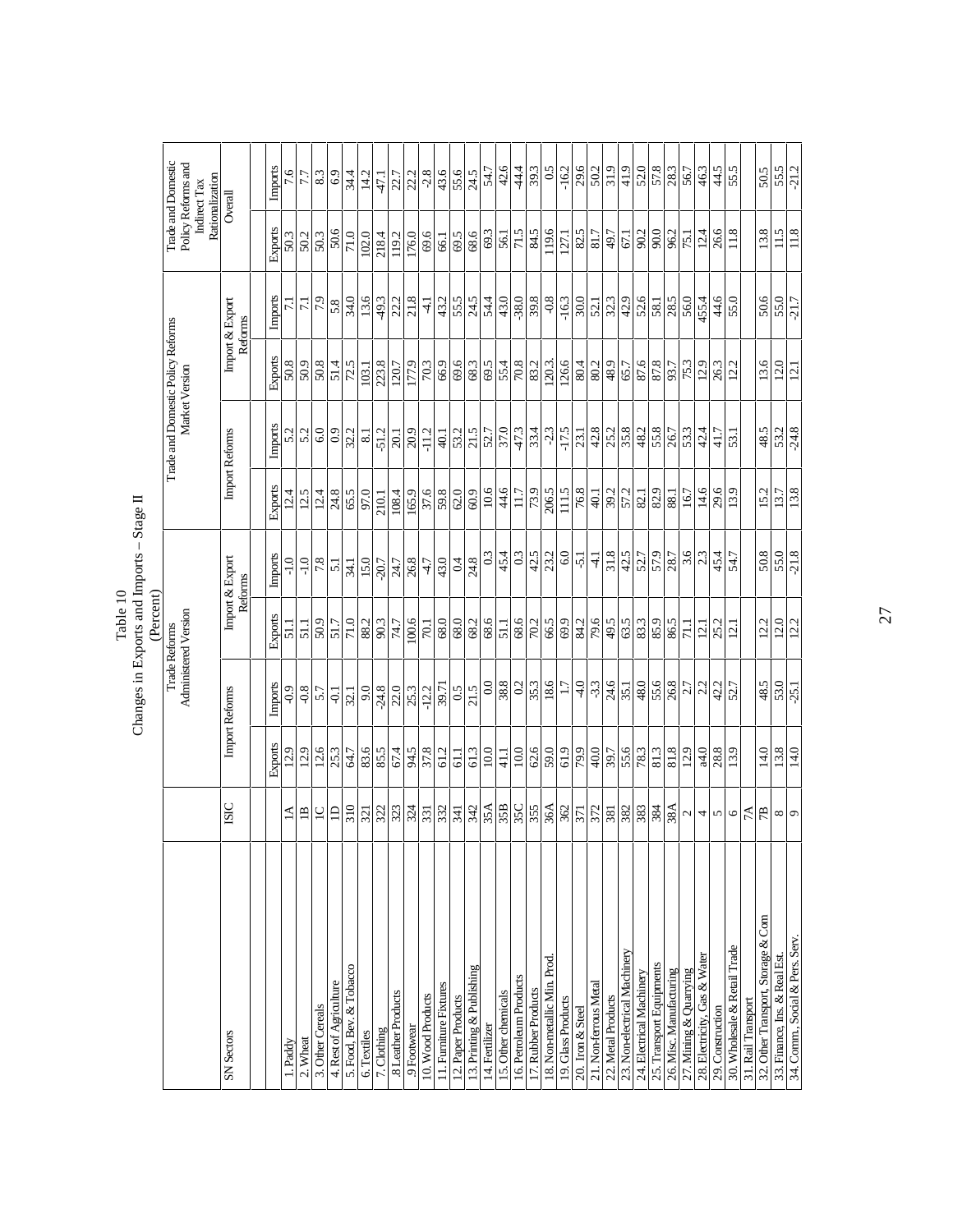Table 10
Changes in Exports and Imports – Stage II
(Percent)

| SN Sectors | ISIC | Trade Reforms Administered Version | | | | Trade and Domestic Policy Reforms Market Version | | | | Trade and Domestic Policy Reforms and Indirect Tax Rationalization | |
|---|---|---|---|---|---|---|---|---|---|---|---|
| | | Import Reforms | | Import & Export Reforms | | Import Reforms | | Import & Export Reforms | | Overall | |
| | | Exports | Imports | Exports | Imports | Exports | Imports | Exports | Imports | Exports | Imports |
| 1. Paddy | 1A | 12.9 | -0.9 | 51.1 | -1.0 | 12.4 | 5.2 | 50.8 | 7.1 | 50.3 | 7.6 |
| 2. Wheat | 1B | 12.9 | -0.8 | 51.1 | -1.0 | 12.5 | 5.2 | 50.9 | 7.1 | 50.2 | 7.7 |
| 3. Other Cereals | 1C | 12.6 | 5.7 | 50.9 | 7.8 | 12.4 | 6.0 | 50.8 | 7.9 | 50.3 | 8.3 |
| 4. Rest of Agriculture | 1D | 25.3 | -0.1 | 51.7 | 5.1 | 24.8 | 0.9 | 51.4 | 5.8 | 50.6 | 6.9 |
| 5. Food, Bev. & Tobacco | 310 | 64.7 | 32.1 | 71.0 | 34.1 | 65.5 | 32.2 | 72.5 | 34.0 | 71.0 | 34.4 |
| 6. Textiles | 321 | 83.6 | 9.0 | 88.2 | 15.0 | 97.0 | 8.1 | 103.1 | 13.6 | 102.0 | 14.2 |
| 7. Clothing | 322 | 85.5 | -24.8 | 90.3 | -20.7 | 210.1 | -51.2 | 223.8 | -49.3 | 218.4 | -47.1 |
| 8 Leather Products | 323 | 67.4 | 22.0 | 74.7 | 24.7 | 108.4 | 20.1 | 120.7 | 22.2 | 119.2 | 22.7 |
| 9 Footwear | 324 | 94.5 | 25.3 | 100.6 | 26.8 | 165.9 | 20.9 | 177.9 | 21.8 | 176.0 | 22.2 |
| 10. Wood Products | 331 | 37.8 | -12.2 | 70.1 | -4.7 | 37.6 | -11.2 | 70.3 | -4.1 | 69.6 | -2.8 |
| 11. Furniture Fixtures | 332 | 61.2 | 39.71 | 68.0 | 43.0 | 59.8 | 40.1 | 66.9 | 43.2 | 66.1 | 43.6 |
| 12. Paper Products | 341 | 61.1 | 0.5 | 68.0 | 0.4 | 62.0 | 53.2 | 69.6 | 55.5 | 69.5 | 55.6 |
| 13. Printing & Publishing | 342 | 61.3 | 21.5 | 68.2 | 24.8 | 60.9 | 21.5 | 68.3 | 24.5 | 68.6 | 24.5 |
| 14. Fertilizer | 35A | 10.0 | 0.0 | 68.6 | 0.3 | 10.6 | 52.7 | 69.5 | 54.4 | 69.3 | 54.7 |
| 15. Other chemicals | 35B | 41.1 | 38.8 | 51.1 | 45.4 | 44.6 | 37.0 | 55.4 | 43.0 | 56.1 | 42.6 |
| 16. Petroleum Products | 35C | 10.0 | 0.2 | 68.6 | 0.3 | 11.7 | -47.3 | 70.8 | -38.0 | 71.5 | -44.4 |
| 17. Rubber Products | 355 | 62.6 | 35.3 | 70.2 | 42.5 | 73.9 | 33.4 | 83.2 | 39.8 | 84.5 | 39.3 |
| 18. Non-metallic Min. Prod. | 36A | 59.0 | 18.6 | 66.5 | 23.2 | 206.5 | -2.3 | 120.3 | -0.8 | 119.6 | 0.5 |
| 19. Glass Products | 362 | 61.9 | 1.7 | 69.9 | 6.0 | 111.5 | -17.5 | 126.6 | -16.3 | 127.1 | -16.2 |
| 20. Iron & Steel | 371 | 79.9 | -4.0 | 84.2 | -5.1 | 76.8 | 23.1 | 80.4 | 30.0 | 82.5 | 29.6 |
| 21. Non-ferrous Metal | 372 | 40.0 | -3.3 | 79.6 | -4.1 | 40.1 | 42.8 | 80.2 | 52.1 | 81.7 | 50.2 |
| 22. Metal Products | 381 | 39.7 | 24.6 | 49.5 | 31.8 | 39.2 | 25.2 | 48.9 | 32.3 | 49.7 | 31.9 |
| 23. Non-electrical Machinery | 382 | 55.6 | 35.1 | 63.5 | 42.5 | 57.2 | 35.8 | 65.7 | 42.9 | 67.1 | 41.9 |
| 24. Electrical Machinery | 383 | 78.3 | 48.0 | 83.3 | 52.7 | 82.1 | 48.2 | 87.6 | 52.6 | 90.2 | 52.0 |
| 25. Transport Equipments | 384 | 81.3 | 55.6 | 85.9 | 57.9 | 82.9 | 55.8 | 87.8 | 58.1 | 90.0 | 57.8 |
| 26. Misc. Manufacturing | 38A | 81.8 | 26.8 | 86.5 | 28.7 | 88.1 | 26.7 | 93.7 | 28.5 | 96.2 | 28.3 |
| 27. Mining & Quarrying | 2 | 12.9 | 2.7 | 71.1 | 3.6 | 16.7 | 53.3 | 75.3 | 56.0 | 75.1 | 56.7 |
| 28. Electricity, Gas & Water | 4 | a4.0 | 2.2 | 12.1 | 2.3 | 14.6 | 42.4 | 12.9 | 455.4 | 12.4 | 46.3 |
| 29. Construction | 5 | 28.8 | 42.2 | 25.2 | 45.4 | 29.6 | 41.7 | 26.3 | 44.6 | 26.6 | 44.5 |
| 30. Wholesale & Retail Trade | 6 | 13.9 | 52.7 | 12.1 | 54.7 | 13.9 | 53.1 | 12.2 | 55.0 | 11.8 | 55.5 |
| 31. Rail Transport | 7A | | | | | | | | | | |
| 32. Other Transport, Storage & Com | 7B | 14.0 | 48.5 | 12.2 | 50.8 | 15.2 | 48.5 | 13.6 | 50.6 | 13.8 | 50.5 |
| 33. Finance, Ins. & Real Est. | 8 | 13.8 | 53.0 | 12.0 | 55.0 | 13.7 | 53.2 | 12.0 | 55.0 | 11.5 | 55.5 |
| 34. Comm., Social & Pers. Serv. | 9 | 14.0 | -25.1 | 12.2 | -21.8 | 13.8 | -24.8 | 12.1 | -21.7 | 11.8 | -21.2 |